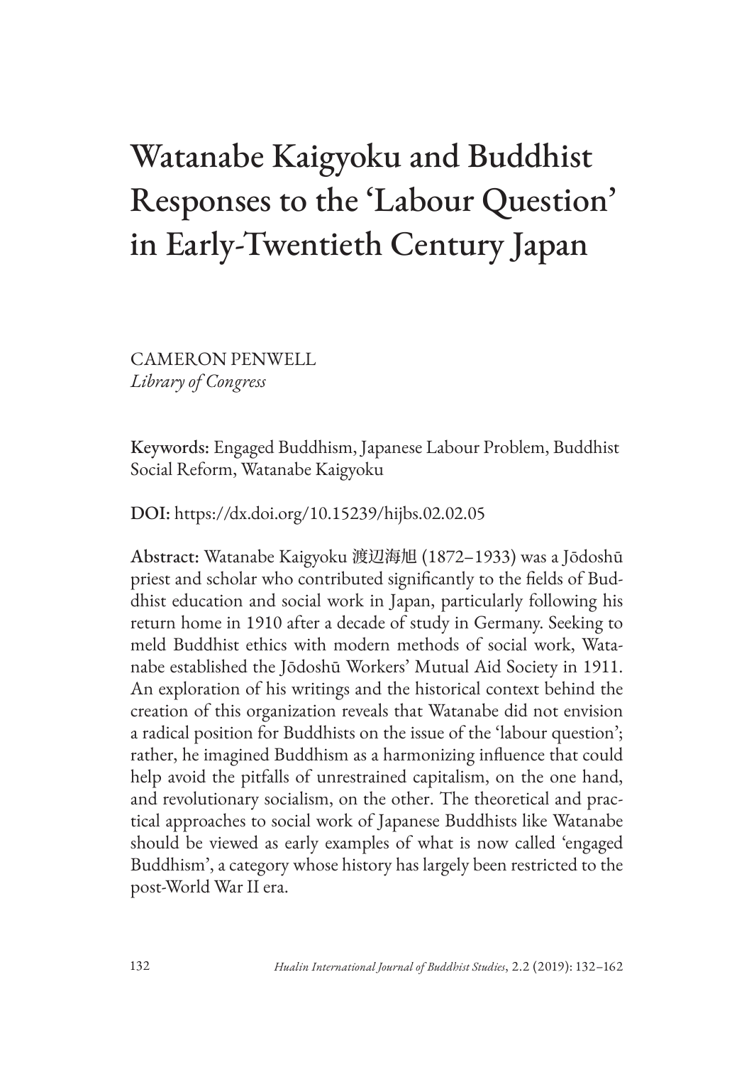# Watanabe Kaigyoku and Buddhist Responses to the 'Labour Question' in Early-Twentieth Century Japan

CAMERON PENWELL
*Library of Congress*

**Keywords:** Engaged Buddhism, Japanese Labour Problem, Buddhist Social Reform, Watanabe Kaigyoku

**DOI:** https://dx.doi.org/10.15239/hijbs.02.02.05

**Abstract:** Watanabe Kaigyoku 渡辺海旭 (1872–1933) was a Jōdoshū priest and scholar who contributed significantly to the fields of Buddhist education and social work in Japan, particularly following his return home in 1910 after a decade of study in Germany. Seeking to meld Buddhist ethics with modern methods of social work, Watanabe established the Jōdoshū Workers' Mutual Aid Society in 1911. An exploration of his writings and the historical context behind the creation of this organization reveals that Watanabe did not envision a radical position for Buddhists on the issue of the 'labour question'; rather, he imagined Buddhism as a harmonizing influence that could help avoid the pitfalls of unrestrained capitalism, on the one hand, and revolutionary socialism, on the other. The theoretical and practical approaches to social work of Japanese Buddhists like Watanabe should be viewed as early examples of what is now called 'engaged Buddhism', a category whose history has largely been restricted to the post-World War II era.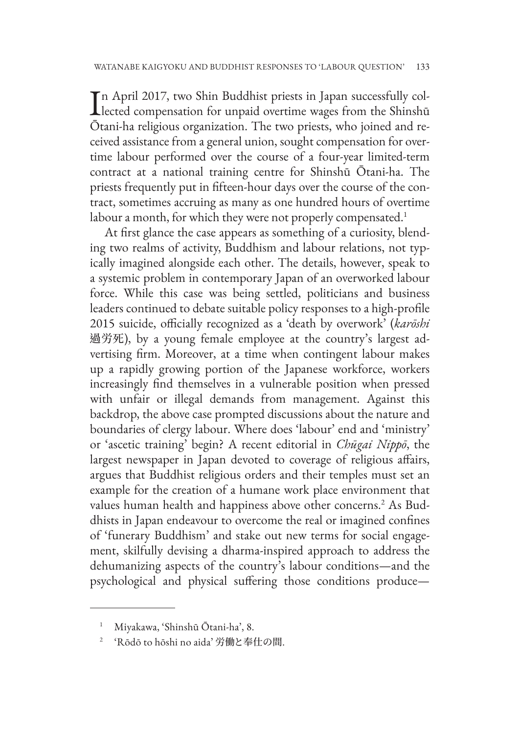In April 2017, two Shin Buddhist priests in Japan successfully collected compensation for unpaid overtime wages from the Shinshū Ōtani-ha religious organization. The two priests, who joined and received assistance from a general union, sought compensation for overtime labour performed over the course of a four-year limited-term contract at a national training centre for Shinshū Ōtani-ha. The priests frequently put in fifteen-hour days over the course of the contract, sometimes accruing as many as one hundred hours of overtime labour a month, for which they were not properly compensated.[1]

At first glance the case appears as something of a curiosity, blending two realms of activity, Buddhism and labour relations, not typically imagined alongside each other. The details, however, speak to a systemic problem in contemporary Japan of an overworked labour force. While this case was being settled, politicians and business leaders continued to debate suitable policy responses to a high-profile 2015 suicide, officially recognized as a 'death by overwork' (*karōshi* 過労死), by a young female employee at the country's largest advertising firm. Moreover, at a time when contingent labour makes up a rapidly growing portion of the Japanese workforce, workers increasingly find themselves in a vulnerable position when pressed with unfair or illegal demands from management. Against this backdrop, the above case prompted discussions about the nature and boundaries of clergy labour. Where does 'labour' end and 'ministry' or 'ascetic training' begin? A recent editorial in *Chūgai Nippō*, the largest newspaper in Japan devoted to coverage of religious affairs, argues that Buddhist religious orders and their temples must set an example for the creation of a humane work place environment that values human health and happiness above other concerns.[2] As Buddhists in Japan endeavour to overcome the real or imagined confines of 'funerary Buddhism' and stake out new terms for social engagement, skilfully devising a dharma-inspired approach to address the dehumanizing aspects of the country's labour conditions—and the psychological and physical suffering those conditions produce—

---

[1] Miyakawa, 'Shinshū Ōtani-ha', 8.

[2] 'Rōdō to hōshi no aida' 労働と奉仕の間.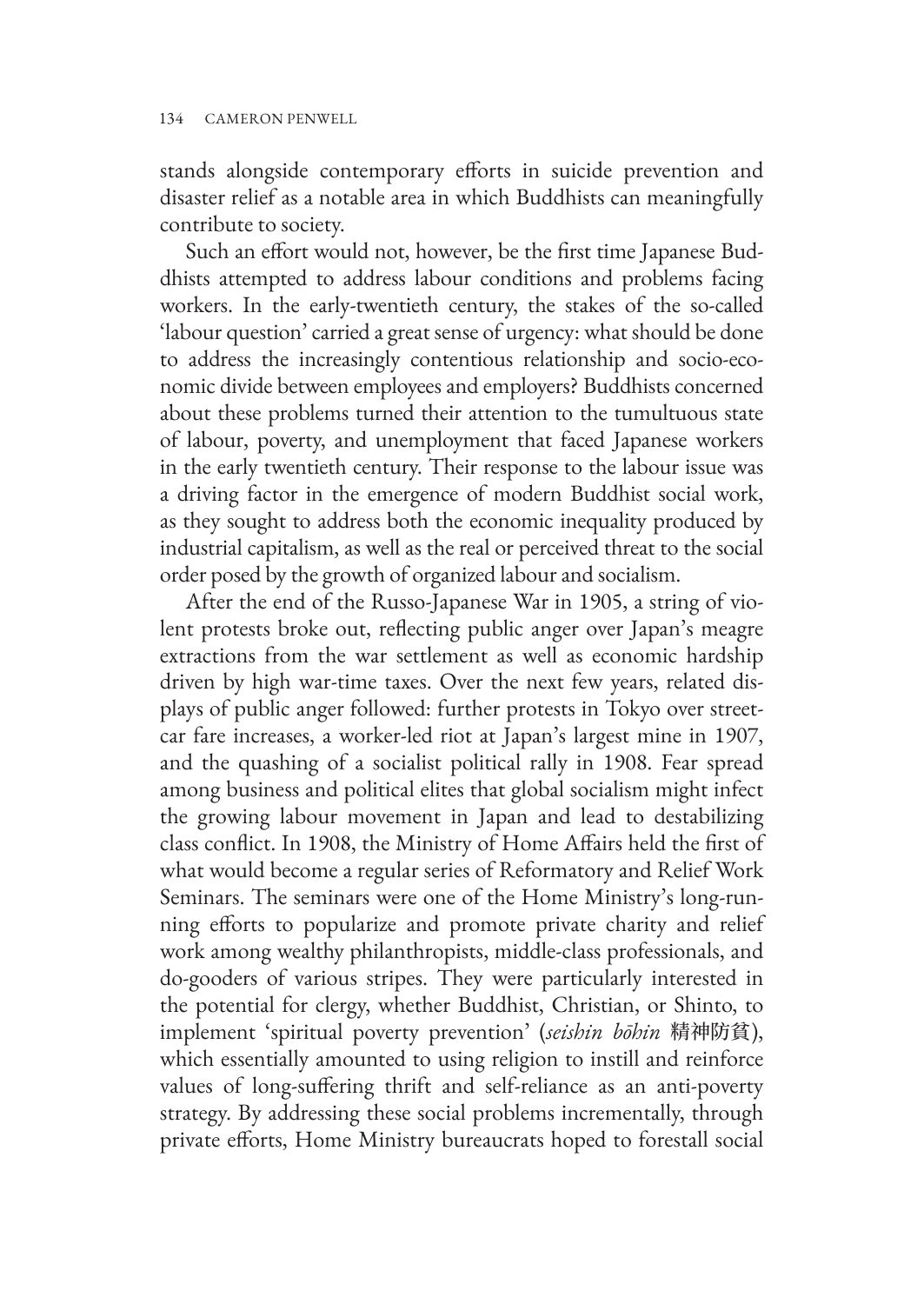stands alongside contemporary efforts in suicide prevention and disaster relief as a notable area in which Buddhists can meaningfully contribute to society.

Such an effort would not, however, be the first time Japanese Buddhists attempted to address labour conditions and problems facing workers. In the early-twentieth century, the stakes of the so-called 'labour question' carried a great sense of urgency: what should be done to address the increasingly contentious relationship and socio-economic divide between employees and employers? Buddhists concerned about these problems turned their attention to the tumultuous state of labour, poverty, and unemployment that faced Japanese workers in the early twentieth century. Their response to the labour issue was a driving factor in the emergence of modern Buddhist social work, as they sought to address both the economic inequality produced by industrial capitalism, as well as the real or perceived threat to the social order posed by the growth of organized labour and socialism.

After the end of the Russo-Japanese War in 1905, a string of violent protests broke out, reflecting public anger over Japan's meagre extractions from the war settlement as well as economic hardship driven by high war-time taxes. Over the next few years, related displays of public anger followed: further protests in Tokyo over streetcar fare increases, a worker-led riot at Japan's largest mine in 1907, and the quashing of a socialist political rally in 1908. Fear spread among business and political elites that global socialism might infect the growing labour movement in Japan and lead to destabilizing class conflict. In 1908, the Ministry of Home Affairs held the first of what would become a regular series of Reformatory and Relief Work Seminars. The seminars were one of the Home Ministry's long-running efforts to popularize and promote private charity and relief work among wealthy philanthropists, middle-class professionals, and do-gooders of various stripes. They were particularly interested in the potential for clergy, whether Buddhist, Christian, or Shinto, to implement 'spiritual poverty prevention' (*seishin bōhin* 精神防貧), which essentially amounted to using religion to instill and reinforce values of long-suffering thrift and self-reliance as an anti-poverty strategy. By addressing these social problems incrementally, through private efforts, Home Ministry bureaucrats hoped to forestall social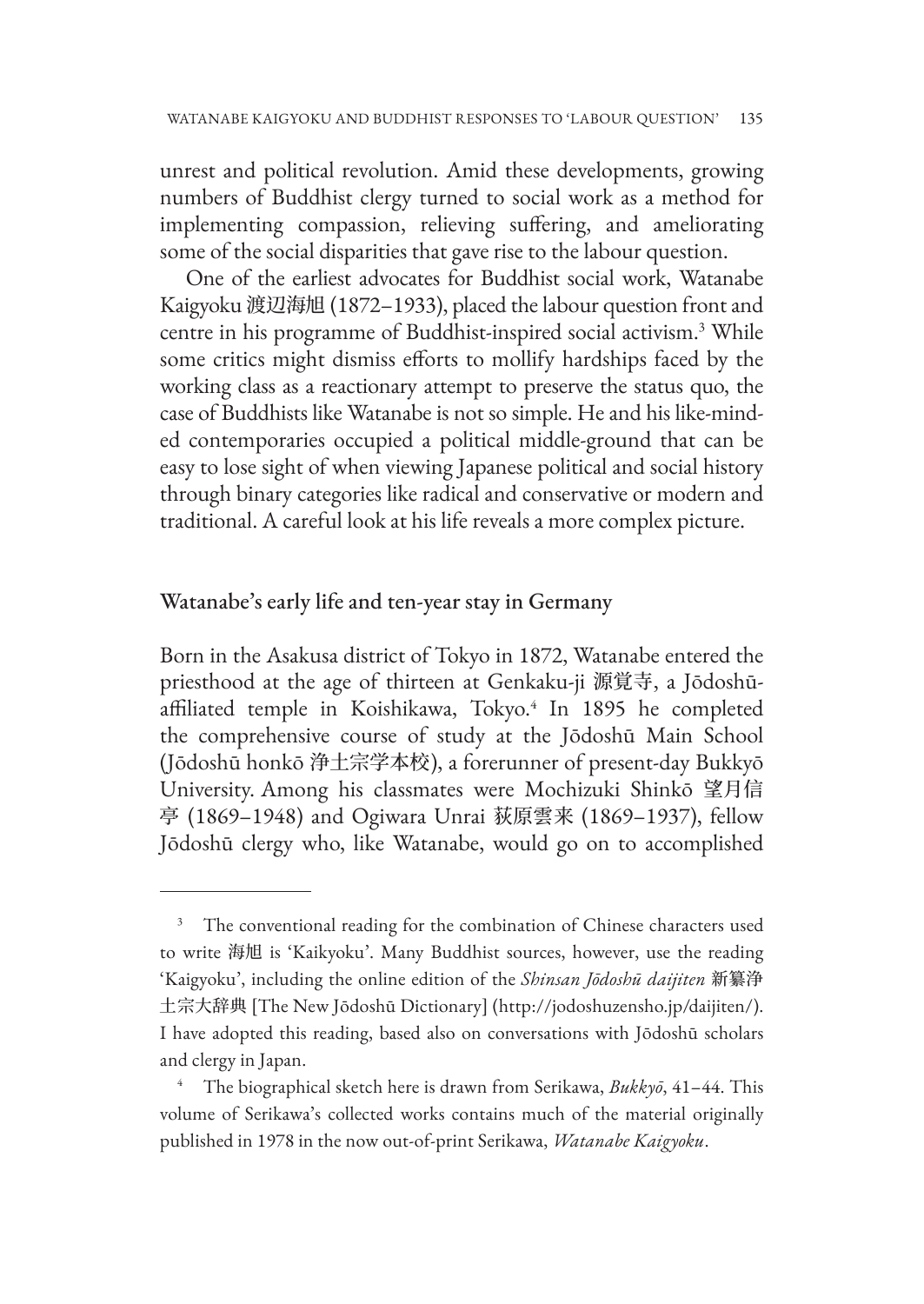unrest and political revolution. Amid these developments, growing numbers of Buddhist clergy turned to social work as a method for implementing compassion, relieving suffering, and ameliorating some of the social disparities that gave rise to the labour question.

One of the earliest advocates for Buddhist social work, Watanabe Kaigyoku 渡辺海旭 (1872–1933), placed the labour question front and centre in his programme of Buddhist-inspired social activism.[3] While some critics might dismiss efforts to mollify hardships faced by the working class as a reactionary attempt to preserve the status quo, the case of Buddhists like Watanabe is not so simple. He and his like-minded contemporaries occupied a political middle-ground that can be easy to lose sight of when viewing Japanese political and social history through binary categories like radical and conservative or modern and traditional. A careful look at his life reveals a more complex picture.

## Watanabe's early life and ten-year stay in Germany

Born in the Asakusa district of Tokyo in 1872, Watanabe entered the priesthood at the age of thirteen at Genkaku-ji 源覚寺, a Jōdoshū-affiliated temple in Koishikawa, Tokyo.[4] In 1895 he completed the comprehensive course of study at the Jōdoshū Main School (Jōdoshū honkō 浄土宗学本校), a forerunner of present-day Bukkyō University. Among his classmates were Mochizuki Shinkō 望月信亨 (1869–1948) and Ogiwara Unrai 荻原雲来 (1869–1937), fellow Jōdoshū clergy who, like Watanabe, would go on to accomplished

---

[3] The conventional reading for the combination of Chinese characters used to write 海旭 is 'Kaikyoku'. Many Buddhist sources, however, use the reading 'Kaigyoku', including the online edition of the *Shinsan Jōdoshū daijiten* 新纂浄土宗大辞典 [The New Jōdoshū Dictionary] (http://jodoshuzensho.jp/daijiten/). I have adopted this reading, based also on conversations with Jōdoshū scholars and clergy in Japan.

[4] The biographical sketch here is drawn from Serikawa, *Bukkyō*, 41–44. This volume of Serikawa's collected works contains much of the material originally published in 1978 in the now out-of-print Serikawa, *Watanabe Kaigyoku*.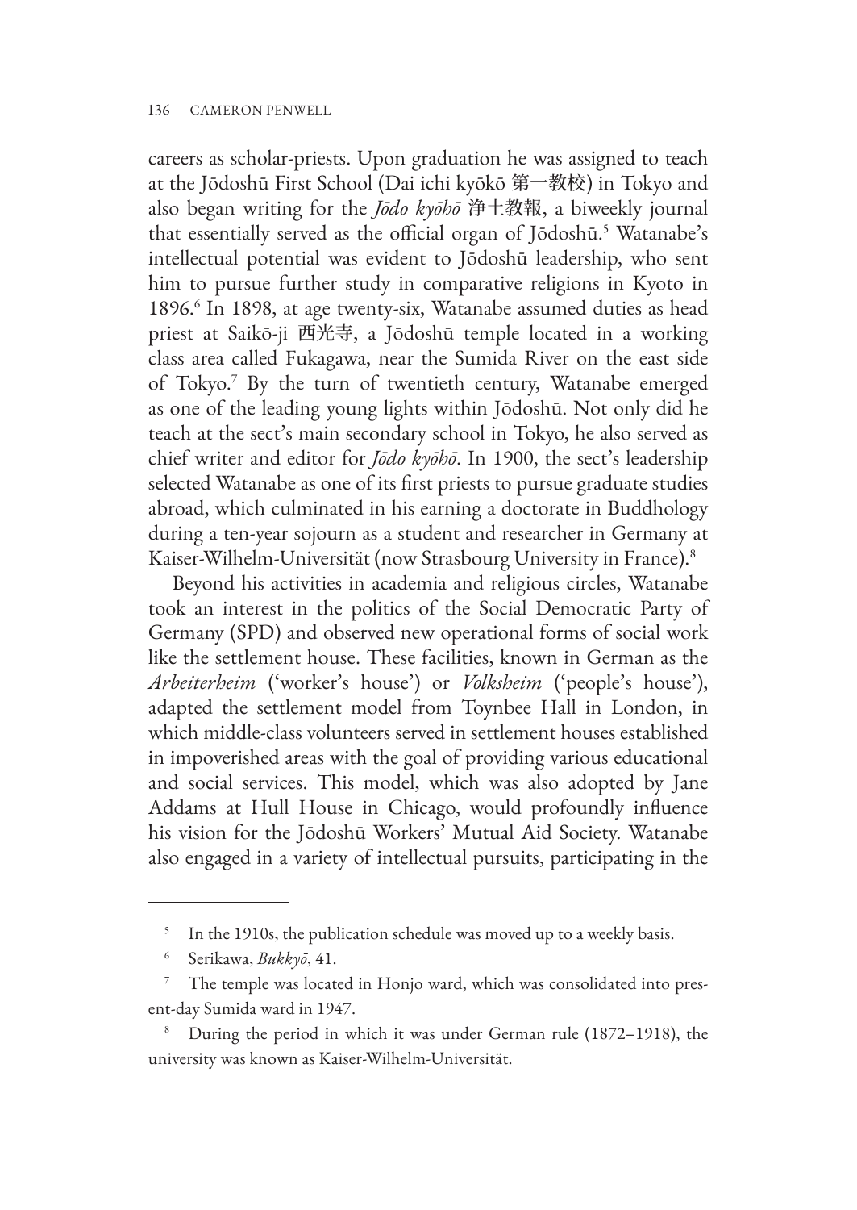careers as scholar-priests. Upon graduation he was assigned to teach at the Jōdoshū First School (Dai ichi kyōkō 第一教校) in Tokyo and also began writing for the *Jōdo kyōhō* 浄土教報, a biweekly journal that essentially served as the official organ of Jōdoshū.[5] Watanabe's intellectual potential was evident to Jōdoshū leadership, who sent him to pursue further study in comparative religions in Kyoto in 1896.[6] In 1898, at age twenty-six, Watanabe assumed duties as head priest at Saikō-ji 西光寺, a Jōdoshū temple located in a working class area called Fukagawa, near the Sumida River on the east side of Tokyo.[7] By the turn of twentieth century, Watanabe emerged as one of the leading young lights within Jōdoshū. Not only did he teach at the sect's main secondary school in Tokyo, he also served as chief writer and editor for *Jōdo kyōhō*. In 1900, the sect's leadership selected Watanabe as one of its first priests to pursue graduate studies abroad, which culminated in his earning a doctorate in Buddhology during a ten-year sojourn as a student and researcher in Germany at Kaiser-Wilhelm-Universität (now Strasbourg University in France).[8]

Beyond his activities in academia and religious circles, Watanabe took an interest in the politics of the Social Democratic Party of Germany (SPD) and observed new operational forms of social work like the settlement house. These facilities, known in German as the *Arbeiterheim* ('worker's house') or *Volksheim* ('people's house'), adapted the settlement model from Toynbee Hall in London, in which middle-class volunteers served in settlement houses established in impoverished areas with the goal of providing various educational and social services. This model, which was also adopted by Jane Addams at Hull House in Chicago, would profoundly influence his vision for the Jōdoshū Workers' Mutual Aid Society. Watanabe also engaged in a variety of intellectual pursuits, participating in the

---

[5] In the 1910s, the publication schedule was moved up to a weekly basis.

[6] Serikawa, *Bukkyō*, 41.

[7] The temple was located in Honjo ward, which was consolidated into present-day Sumida ward in 1947.

[8] During the period in which it was under German rule (1872–1918), the university was known as Kaiser-Wilhelm-Universität.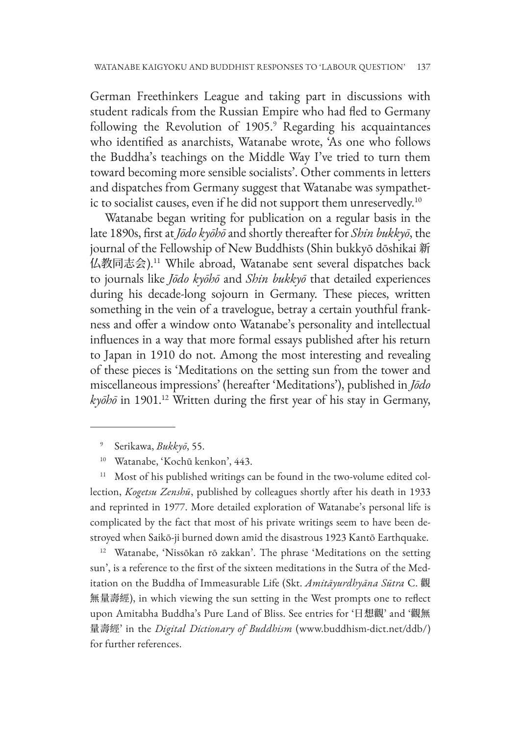German Freethinkers League and taking part in discussions with student radicals from the Russian Empire who had fled to Germany following the Revolution of 1905.[9] Regarding his acquaintances who identified as anarchists, Watanabe wrote, 'As one who follows the Buddha's teachings on the Middle Way I've tried to turn them toward becoming more sensible socialists'. Other comments in letters and dispatches from Germany suggest that Watanabe was sympathetic to socialist causes, even if he did not support them unreservedly.[10]

Watanabe began writing for publication on a regular basis in the late 1890s, first at *Jōdo kyōhō* and shortly thereafter for *Shin bukkyō*, the journal of the Fellowship of New Buddhists (Shin bukkyō dōshikai 新仏教同志会).[11] While abroad, Watanabe sent several dispatches back to journals like *Jōdo kyōhō* and *Shin bukkyō* that detailed experiences during his decade-long sojourn in Germany. These pieces, written something in the vein of a travelogue, betray a certain youthful frankness and offer a window onto Watanabe's personality and intellectual influences in a way that more formal essays published after his return to Japan in 1910 do not. Among the most interesting and revealing of these pieces is 'Meditations on the setting sun from the tower and miscellaneous impressions' (hereafter 'Meditations'), published in *Jōdo kyōhō* in 1901.[12] Written during the first year of his stay in Germany,

---

[9] Serikawa, *Bukkyō*, 55.

[10] Watanabe, 'Kochū kenkon', 443.

[11] Most of his published writings can be found in the two-volume edited collection, *Kogetsu Zenshū*, published by colleagues shortly after his death in 1933 and reprinted in 1977. More detailed exploration of Watanabe's personal life is complicated by the fact that most of his private writings seem to have been destroyed when Saikō-ji burned down amid the disastrous 1923 Kantō Earthquake.

[12] Watanabe, 'Nissōkan rō zakkan'. The phrase 'Meditations on the setting sun', is a reference to the first of the sixteen meditations in the Sutra of the Meditation on the Buddha of Immeasurable Life (Skt. *Amitāyurdhyāna Sūtra* C. 觀無量壽經), in which viewing the sun setting in the West prompts one to reflect upon Amitabha Buddha's Pure Land of Bliss. See entries for '日想觀' and '觀無量壽經' in the *Digital Dictionary of Buddhism* (www.buddhism-dict.net/ddb/) for further references.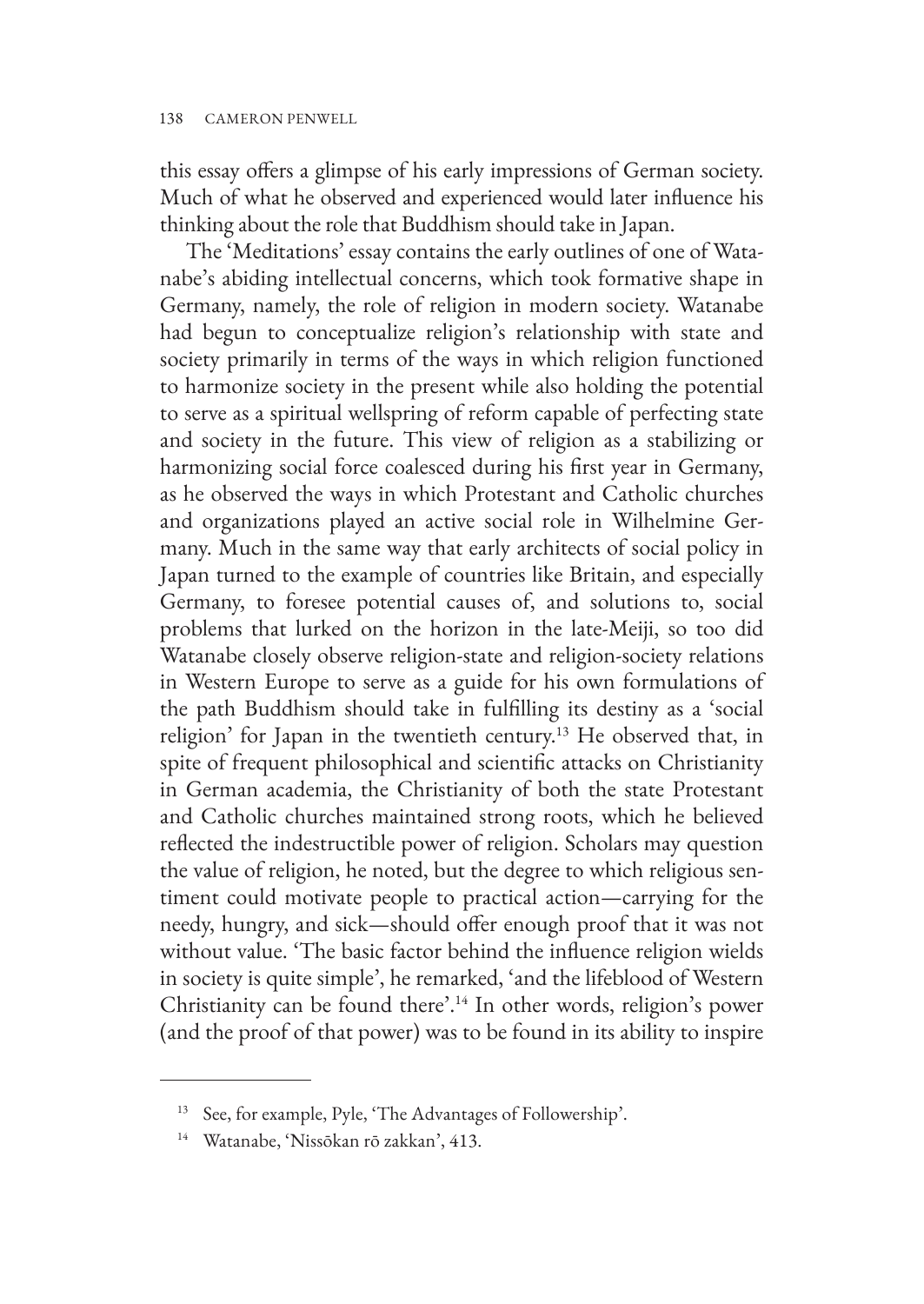this essay offers a glimpse of his early impressions of German society. Much of what he observed and experienced would later influence his thinking about the role that Buddhism should take in Japan.

The 'Meditations' essay contains the early outlines of one of Watanabe's abiding intellectual concerns, which took formative shape in Germany, namely, the role of religion in modern society. Watanabe had begun to conceptualize religion's relationship with state and society primarily in terms of the ways in which religion functioned to harmonize society in the present while also holding the potential to serve as a spiritual wellspring of reform capable of perfecting state and society in the future. This view of religion as a stabilizing or harmonizing social force coalesced during his first year in Germany, as he observed the ways in which Protestant and Catholic churches and organizations played an active social role in Wilhelmine Germany. Much in the same way that early architects of social policy in Japan turned to the example of countries like Britain, and especially Germany, to foresee potential causes of, and solutions to, social problems that lurked on the horizon in the late-Meiji, so too did Watanabe closely observe religion-state and religion-society relations in Western Europe to serve as a guide for his own formulations of the path Buddhism should take in fulfilling its destiny as a 'social religion' for Japan in the twentieth century.[13] He observed that, in spite of frequent philosophical and scientific attacks on Christianity in German academia, the Christianity of both the state Protestant and Catholic churches maintained strong roots, which he believed reflected the indestructible power of religion. Scholars may question the value of religion, he noted, but the degree to which religious sentiment could motivate people to practical action—carrying for the needy, hungry, and sick—should offer enough proof that it was not without value. 'The basic factor behind the influence religion wields in society is quite simple', he remarked, 'and the lifeblood of Western Christianity can be found there'.[14] In other words, religion's power (and the proof of that power) was to be found in its ability to inspire

---

[13] See, for example, Pyle, 'The Advantages of Followership'.

[14] Watanabe, 'Nissōkan rō zakkan', 413.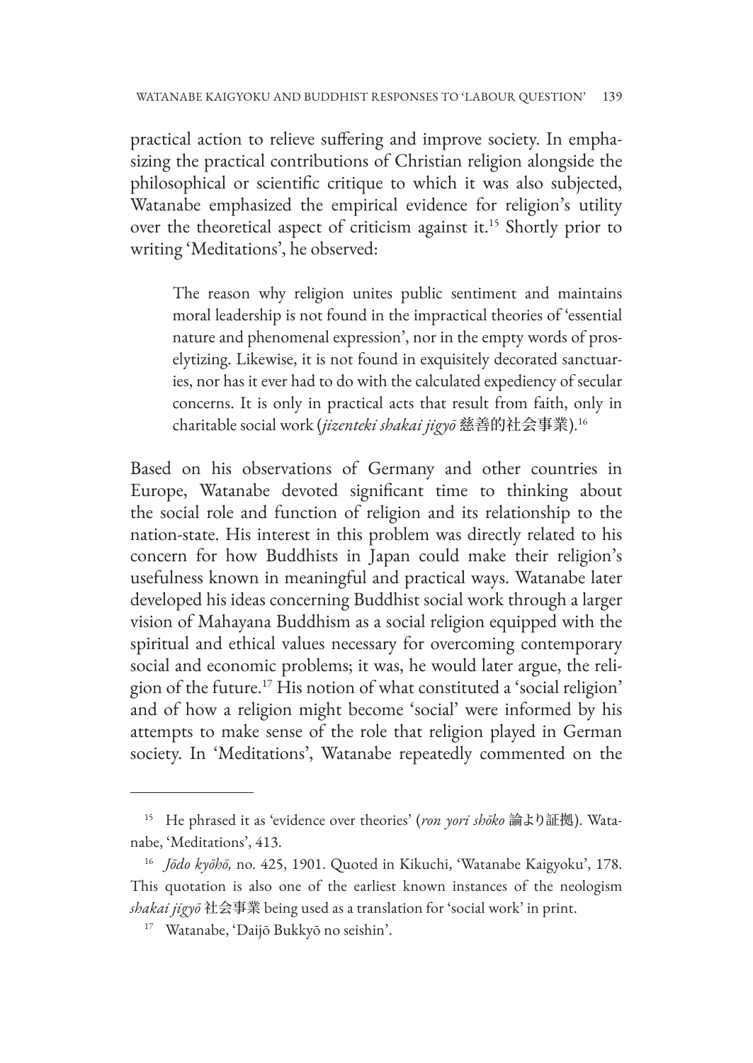practical action to relieve suffering and improve society. In emphasizing the practical contributions of Christian religion alongside the philosophical or scientific critique to which it was also subjected, Watanabe emphasized the empirical evidence for religion's utility over the theoretical aspect of criticism against it.[15] Shortly prior to writing 'Meditations', he observed:

> The reason why religion unites public sentiment and maintains moral leadership is not found in the impractical theories of 'essential nature and phenomenal expression', nor in the empty words of proselytizing. Likewise, it is not found in exquisitely decorated sanctuaries, nor has it ever had to do with the calculated expediency of secular concerns. It is only in practical acts that result from faith, only in charitable social work (*jizenteki shakai jigyō* 慈善的社会事業).[16]

Based on his observations of Germany and other countries in Europe, Watanabe devoted significant time to thinking about the social role and function of religion and its relationship to the nation-state. His interest in this problem was directly related to his concern for how Buddhists in Japan could make their religion's usefulness known in meaningful and practical ways. Watanabe later developed his ideas concerning Buddhist social work through a larger vision of Mahayana Buddhism as a social religion equipped with the spiritual and ethical values necessary for overcoming contemporary social and economic problems; it was, he would later argue, the religion of the future.[17] His notion of what constituted a 'social religion' and of how a religion might become 'social' were informed by his attempts to make sense of the role that religion played in German society. In 'Meditations', Watanabe repeatedly commented on the

---

[15] He phrased it as 'evidence over theories' (*ron yori shōko* 論より証拠). Watanabe, 'Meditations', 413.

[16] *Jōdo kyōhō,* no. 425, 1901. Quoted in Kikuchi, 'Watanabe Kaigyoku', 178. This quotation is also one of the earliest known instances of the neologism *shakai jigyō* 社会事業 being used as a translation for 'social work' in print.

[17] Watanabe, 'Daijō Bukkyō no seishin'.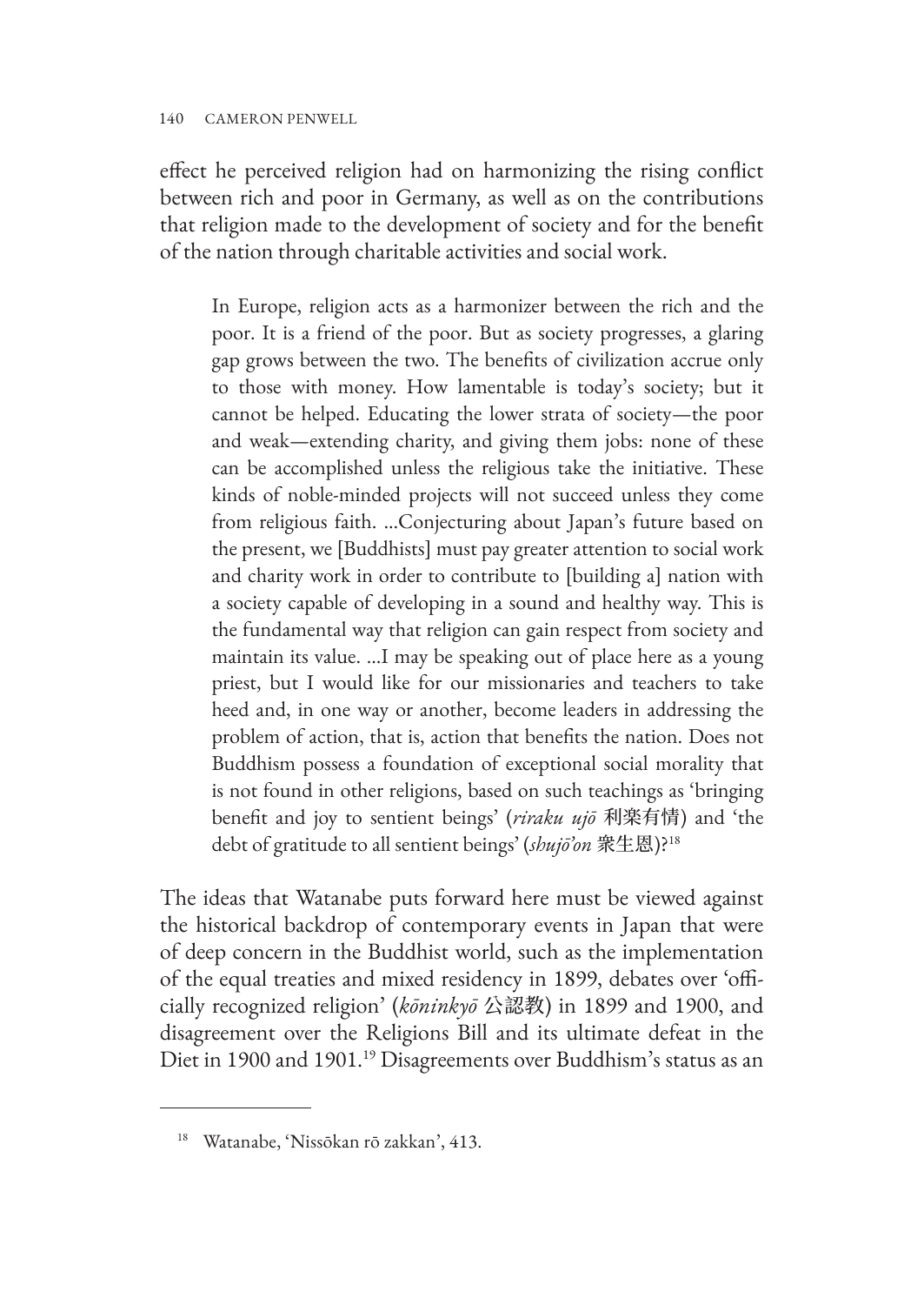effect he perceived religion had on harmonizing the rising conflict between rich and poor in Germany, as well as on the contributions that religion made to the development of society and for the benefit of the nation through charitable activities and social work.

> In Europe, religion acts as a harmonizer between the rich and the poor. It is a friend of the poor. But as society progresses, a glaring gap grows between the two. The benefits of civilization accrue only to those with money. How lamentable is today's society; but it cannot be helped. Educating the lower strata of society—the poor and weak—extending charity, and giving them jobs: none of these can be accomplished unless the religious take the initiative. These kinds of noble-minded projects will not succeed unless they come from religious faith. ...Conjecturing about Japan's future based on the present, we [Buddhists] must pay greater attention to social work and charity work in order to contribute to [building a] nation with a society capable of developing in a sound and healthy way. This is the fundamental way that religion can gain respect from society and maintain its value. ...I may be speaking out of place here as a young priest, but I would like for our missionaries and teachers to take heed and, in one way or another, become leaders in addressing the problem of action, that is, action that benefits the nation. Does not Buddhism possess a foundation of exceptional social morality that is not found in other religions, based on such teachings as 'bringing benefit and joy to sentient beings' (*riraku ujō* 利楽有情) and 'the debt of gratitude to all sentient beings' (*shujō'on* 衆生恩)?[18]

The ideas that Watanabe puts forward here must be viewed against the historical backdrop of contemporary events in Japan that were of deep concern in the Buddhist world, such as the implementation of the equal treaties and mixed residency in 1899, debates over 'officially recognized religion' (*kōninkyō* 公認教) in 1899 and 1900, and disagreement over the Religions Bill and its ultimate defeat in the Diet in 1900 and 1901.[19] Disagreements over Buddhism's status as an

[18] Watanabe, 'Nissōkan rō zakkan', 413.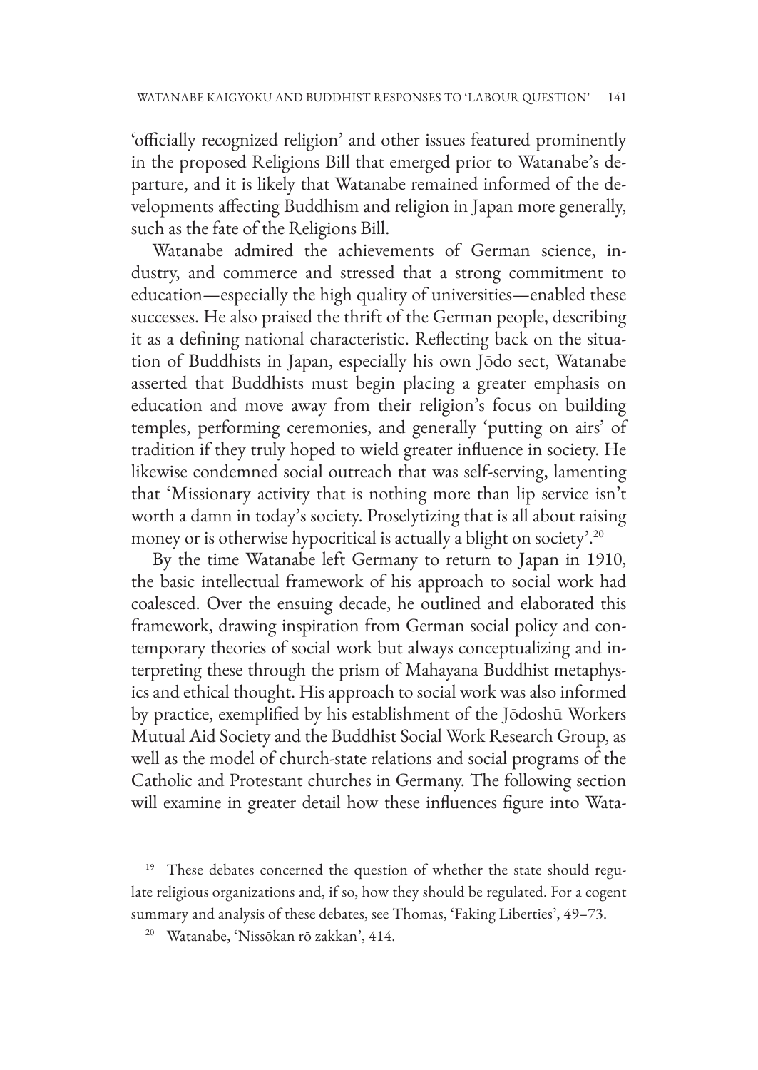'officially recognized religion' and other issues featured prominently in the proposed Religions Bill that emerged prior to Watanabe's departure, and it is likely that Watanabe remained informed of the developments affecting Buddhism and religion in Japan more generally, such as the fate of the Religions Bill.

Watanabe admired the achievements of German science, industry, and commerce and stressed that a strong commitment to education—especially the high quality of universities—enabled these successes. He also praised the thrift of the German people, describing it as a defining national characteristic. Reflecting back on the situation of Buddhists in Japan, especially his own Jōdo sect, Watanabe asserted that Buddhists must begin placing a greater emphasis on education and move away from their religion's focus on building temples, performing ceremonies, and generally 'putting on airs' of tradition if they truly hoped to wield greater influence in society. He likewise condemned social outreach that was self-serving, lamenting that 'Missionary activity that is nothing more than lip service isn't worth a damn in today's society. Proselytizing that is all about raising money or is otherwise hypocritical is actually a blight on society'.[20]

By the time Watanabe left Germany to return to Japan in 1910, the basic intellectual framework of his approach to social work had coalesced. Over the ensuing decade, he outlined and elaborated this framework, drawing inspiration from German social policy and contemporary theories of social work but always conceptualizing and interpreting these through the prism of Mahayana Buddhist metaphysics and ethical thought. His approach to social work was also informed by practice, exemplified by his establishment of the Jōdoshū Workers Mutual Aid Society and the Buddhist Social Work Research Group, as well as the model of church-state relations and social programs of the Catholic and Protestant churches in Germany. The following section will examine in greater detail how these influences figure into Wata-

---

[19] These debates concerned the question of whether the state should regulate religious organizations and, if so, how they should be regulated. For a cogent summary and analysis of these debates, see Thomas, 'Faking Liberties', 49–73.

[20] Watanabe, 'Nissōkan rō zakkan', 414.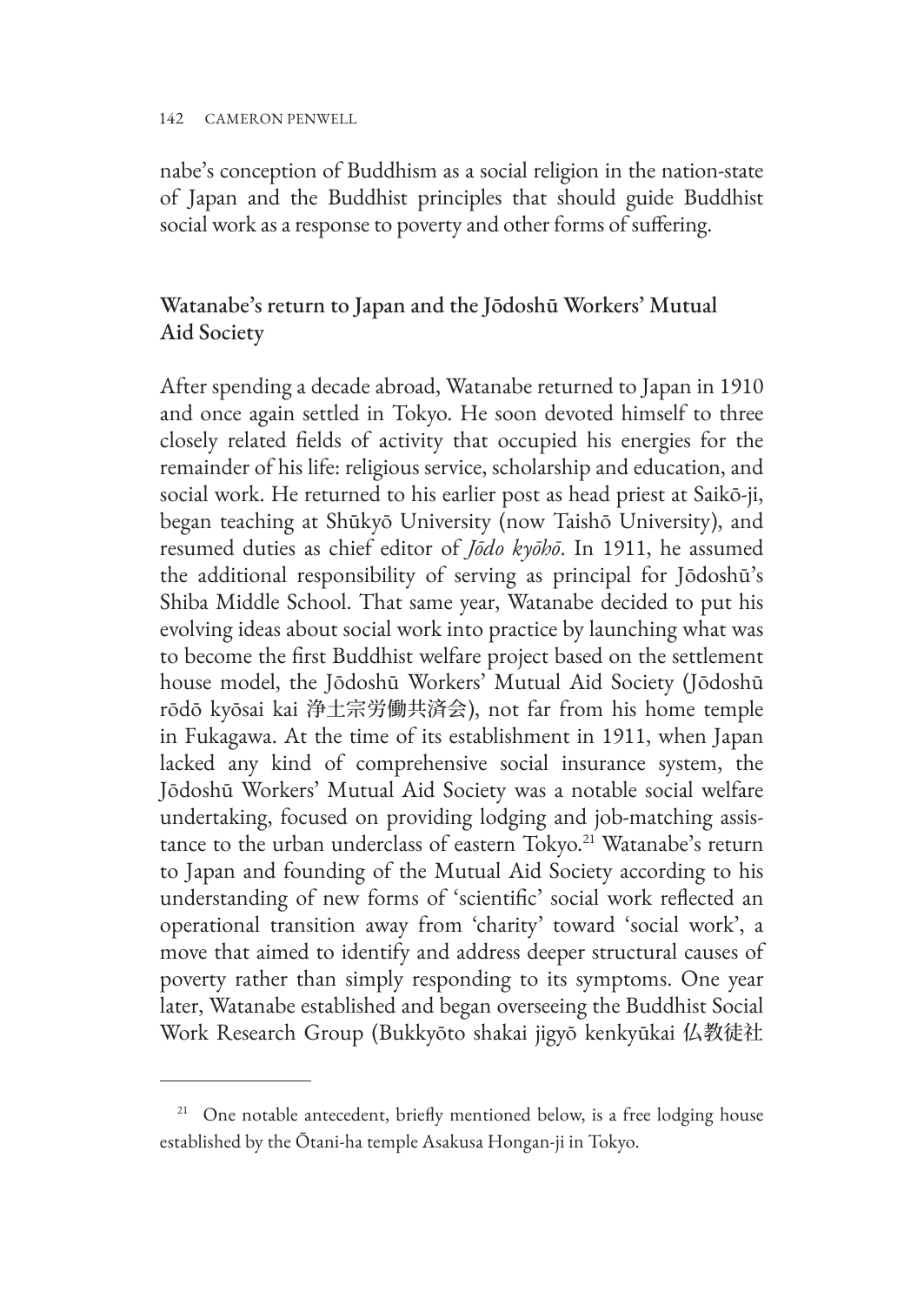nabe's conception of Buddhism as a social religion in the nation-state of Japan and the Buddhist principles that should guide Buddhist social work as a response to poverty and other forms of suffering.

## Watanabe's return to Japan and the Jōdoshū Workers' Mutual Aid Society

After spending a decade abroad, Watanabe returned to Japan in 1910 and once again settled in Tokyo. He soon devoted himself to three closely related fields of activity that occupied his energies for the remainder of his life: religious service, scholarship and education, and social work. He returned to his earlier post as head priest at Saikō-ji, began teaching at Shūkyō University (now Taishō University), and resumed duties as chief editor of *Jōdo kyōhō*. In 1911, he assumed the additional responsibility of serving as principal for Jōdoshū's Shiba Middle School. That same year, Watanabe decided to put his evolving ideas about social work into practice by launching what was to become the first Buddhist welfare project based on the settlement house model, the Jōdoshū Workers' Mutual Aid Society (Jōdoshū rōdō kyōsai kai 浄土宗労働共済会), not far from his home temple in Fukagawa. At the time of its establishment in 1911, when Japan lacked any kind of comprehensive social insurance system, the Jōdoshū Workers' Mutual Aid Society was a notable social welfare undertaking, focused on providing lodging and job-matching assistance to the urban underclass of eastern Tokyo.[21] Watanabe's return to Japan and founding of the Mutual Aid Society according to his understanding of new forms of 'scientific' social work reflected an operational transition away from 'charity' toward 'social work', a move that aimed to identify and address deeper structural causes of poverty rather than simply responding to its symptoms. One year later, Watanabe established and began overseeing the Buddhist Social Work Research Group (Bukkyōto shakai jigyō kenkyūkai 仏教徒社

---

[21] One notable antecedent, briefly mentioned below, is a free lodging house established by the Ōtani-ha temple Asakusa Hongan-ji in Tokyo.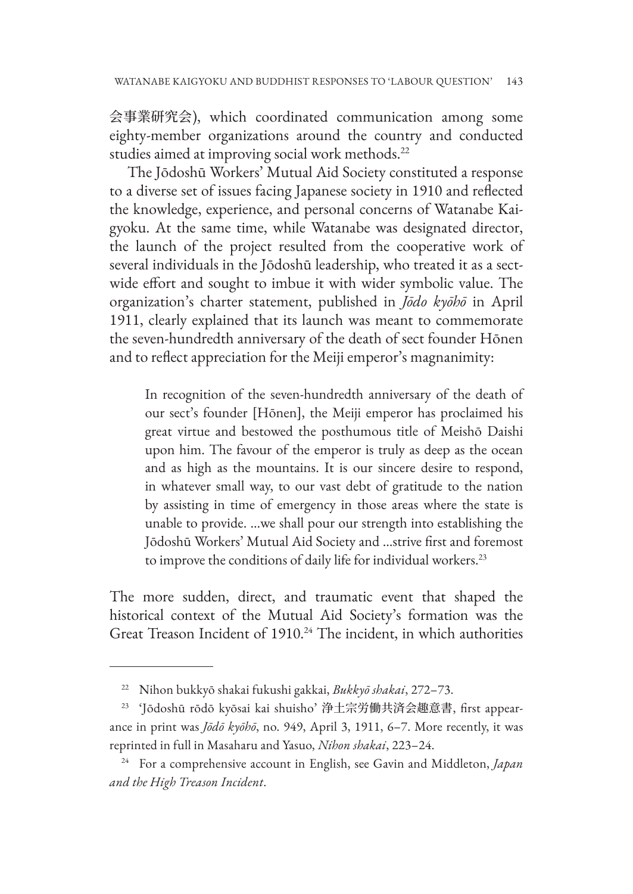会事業研究会), which coordinated communication among some eighty-member organizations around the country and conducted studies aimed at improving social work methods.[22]

The Jōdoshū Workers' Mutual Aid Society constituted a response to a diverse set of issues facing Japanese society in 1910 and reflected the knowledge, experience, and personal concerns of Watanabe Kaigyoku. At the same time, while Watanabe was designated director, the launch of the project resulted from the cooperative work of several individuals in the Jōdoshū leadership, who treated it as a sect-wide effort and sought to imbue it with wider symbolic value. The organization's charter statement, published in *Jōdo kyōhō* in April 1911, clearly explained that its launch was meant to commemorate the seven-hundredth anniversary of the death of sect founder Hōnen and to reflect appreciation for the Meiji emperor's magnanimity:

> In recognition of the seven-hundredth anniversary of the death of our sect's founder [Hōnen], the Meiji emperor has proclaimed his great virtue and bestowed the posthumous title of Meishō Daishi upon him. The favour of the emperor is truly as deep as the ocean and as high as the mountains. It is our sincere desire to respond, in whatever small way, to our vast debt of gratitude to the nation by assisting in time of emergency in those areas where the state is unable to provide. ...we shall pour our strength into establishing the Jōdoshū Workers' Mutual Aid Society and ...strive first and foremost to improve the conditions of daily life for individual workers.[23]

The more sudden, direct, and traumatic event that shaped the historical context of the Mutual Aid Society's formation was the Great Treason Incident of 1910.[24] The incident, in which authorities

---

[22] Nihon bukkyō shakai fukushi gakkai, *Bukkyō shakai*, 272–73.

[23] 'Jōdoshū rōdō kyōsai kai shuisho' 浄土宗労働共済会趣意書, first appearance in print was *Jōdō kyōhō*, no. 949, April 3, 1911, 6–7. More recently, it was reprinted in full in Masaharu and Yasuo, *Nihon shakai*, 223–24.

[24] For a comprehensive account in English, see Gavin and Middleton, *Japan and the High Treason Incident*.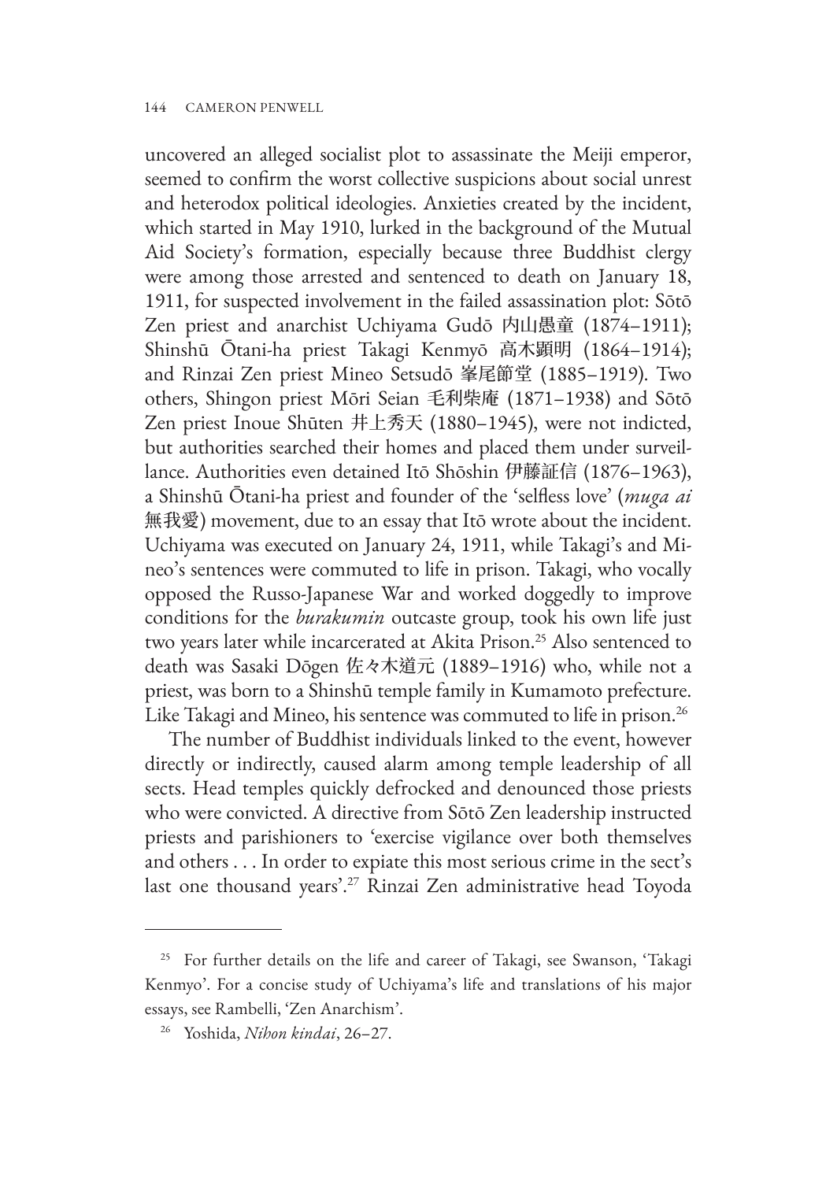uncovered an alleged socialist plot to assassinate the Meiji emperor, seemed to confirm the worst collective suspicions about social unrest and heterodox political ideologies. Anxieties created by the incident, which started in May 1910, lurked in the background of the Mutual Aid Society's formation, especially because three Buddhist clergy were among those arrested and sentenced to death on January 18, 1911, for suspected involvement in the failed assassination plot: Sōtō Zen priest and anarchist Uchiyama Gudō 内山愚童 (1874–1911); Shinshū Ōtani-ha priest Takagi Kenmyō 高木顕明 (1864–1914); and Rinzai Zen priest Mineo Setsudō 峯尾節堂 (1885–1919). Two others, Shingon priest Mōri Seian 毛利柴庵 (1871–1938) and Sōtō Zen priest Inoue Shūten 井上秀天 (1880–1945), were not indicted, but authorities searched their homes and placed them under surveillance. Authorities even detained Itō Shōshin 伊藤証信 (1876–1963), a Shinshū Ōtani-ha priest and founder of the 'selfless love' (*muga ai* 無我愛) movement, due to an essay that Itō wrote about the incident. Uchiyama was executed on January 24, 1911, while Takagi's and Mineo's sentences were commuted to life in prison. Takagi, who vocally opposed the Russo-Japanese War and worked doggedly to improve conditions for the *burakumin* outcaste group, took his own life just two years later while incarcerated at Akita Prison.[25] Also sentenced to death was Sasaki Dōgen 佐々木道元 (1889–1916) who, while not a priest, was born to a Shinshū temple family in Kumamoto prefecture. Like Takagi and Mineo, his sentence was commuted to life in prison.[26]

The number of Buddhist individuals linked to the event, however directly or indirectly, caused alarm among temple leadership of all sects. Head temples quickly defrocked and denounced those priests who were convicted. A directive from Sōtō Zen leadership instructed priests and parishioners to 'exercise vigilance over both themselves and others . . . In order to expiate this most serious crime in the sect's last one thousand years'.[27] Rinzai Zen administrative head Toyoda

---

[25] For further details on the life and career of Takagi, see Swanson, 'Takagi Kenmyo'. For a concise study of Uchiyama's life and translations of his major essays, see Rambelli, 'Zen Anarchism'.

[26] Yoshida, *Nihon kindai*, 26–27.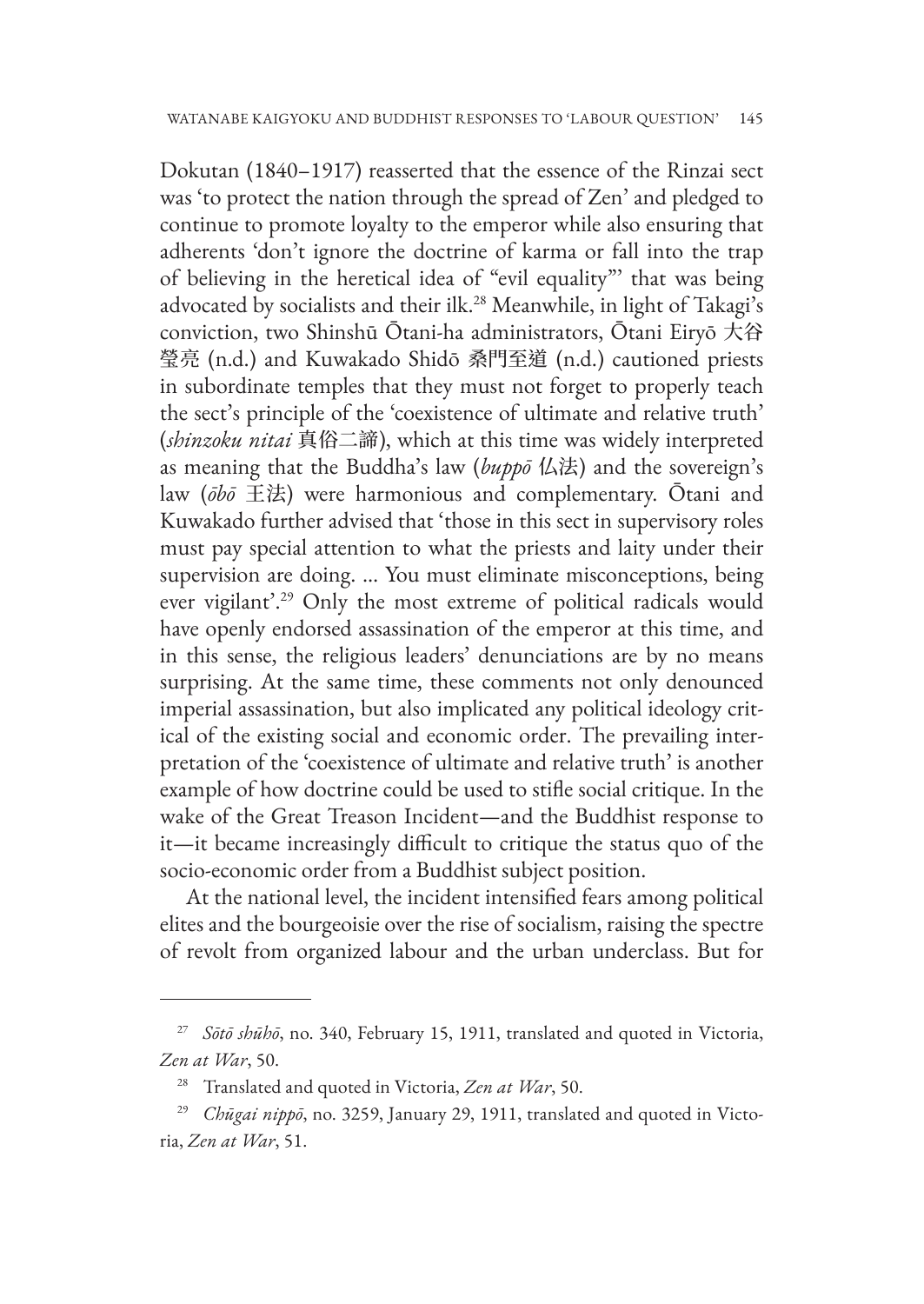Dokutan (1840–1917) reasserted that the essence of the Rinzai sect was 'to protect the nation through the spread of Zen' and pledged to continue to promote loyalty to the emperor while also ensuring that adherents 'don't ignore the doctrine of karma or fall into the trap of believing in the heretical idea of "evil equality"' that was being advocated by socialists and their ilk.[28] Meanwhile, in light of Takagi's conviction, two Shinshū Ōtani-ha administrators, Ōtani Eiryō 大谷瑩亮 (n.d.) and Kuwakado Shidō 桑門至道 (n.d.) cautioned priests in subordinate temples that they must not forget to properly teach the sect's principle of the 'coexistence of ultimate and relative truth' (*shinzoku nitai* 真俗二諦), which at this time was widely interpreted as meaning that the Buddha's law (*buppō* 仏法) and the sovereign's law (*ōbō* 王法) were harmonious and complementary. Ōtani and Kuwakado further advised that 'those in this sect in supervisory roles must pay special attention to what the priests and laity under their supervision are doing. ... You must eliminate misconceptions, being ever vigilant'.[29] Only the most extreme of political radicals would have openly endorsed assassination of the emperor at this time, and in this sense, the religious leaders' denunciations are by no means surprising. At the same time, these comments not only denounced imperial assassination, but also implicated any political ideology critical of the existing social and economic order. The prevailing interpretation of the 'coexistence of ultimate and relative truth' is another example of how doctrine could be used to stifle social critique. In the wake of the Great Treason Incident—and the Buddhist response to it—it became increasingly difficult to critique the status quo of the socio-economic order from a Buddhist subject position.

At the national level, the incident intensified fears among political elites and the bourgeoisie over the rise of socialism, raising the spectre of revolt from organized labour and the urban underclass. But for

---

[27] *Sōtō shūhō*, no. 340, February 15, 1911, translated and quoted in Victoria, *Zen at War*, 50.

[28] Translated and quoted in Victoria, *Zen at War*, 50.

[29] *Chūgai nippō*, no. 3259, January 29, 1911, translated and quoted in Victoria, *Zen at War*, 51.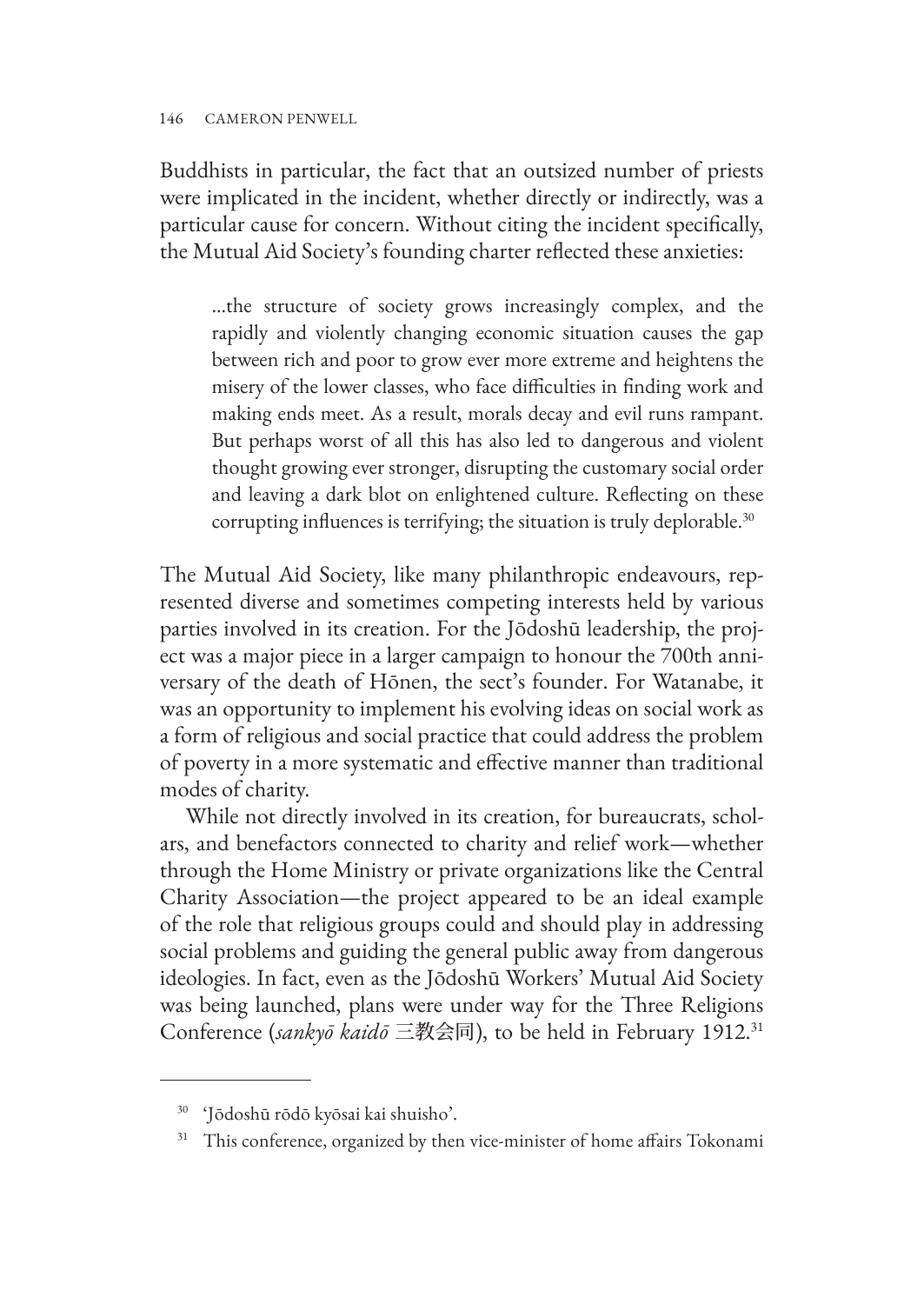Buddhists in particular, the fact that an outsized number of priests were implicated in the incident, whether directly or indirectly, was a particular cause for concern. Without citing the incident specifically, the Mutual Aid Society's founding charter reflected these anxieties:

> ...the structure of society grows increasingly complex, and the rapidly and violently changing economic situation causes the gap between rich and poor to grow ever more extreme and heightens the misery of the lower classes, who face difficulties in finding work and making ends meet. As a result, morals decay and evil runs rampant. But perhaps worst of all this has also led to dangerous and violent thought growing ever stronger, disrupting the customary social order and leaving a dark blot on enlightened culture. Reflecting on these corrupting influences is terrifying; the situation is truly deplorable.[30]

The Mutual Aid Society, like many philanthropic endeavours, represented diverse and sometimes competing interests held by various parties involved in its creation. For the Jōdoshū leadership, the project was a major piece in a larger campaign to honour the 700th anniversary of the death of Hōnen, the sect's founder. For Watanabe, it was an opportunity to implement his evolving ideas on social work as a form of religious and social practice that could address the problem of poverty in a more systematic and effective manner than traditional modes of charity.

While not directly involved in its creation, for bureaucrats, scholars, and benefactors connected to charity and relief work—whether through the Home Ministry or private organizations like the Central Charity Association—the project appeared to be an ideal example of the role that religious groups could and should play in addressing social problems and guiding the general public away from dangerous ideologies. In fact, even as the Jōdoshū Workers' Mutual Aid Society was being launched, plans were under way for the Three Religions Conference (*sankyō kaidō* 三教会同), to be held in February 1912.[31]

---

[30] 'Jōdoshū rōdō kyōsai kai shuisho'.

[31] This conference, organized by then vice-minister of home affairs Tokonami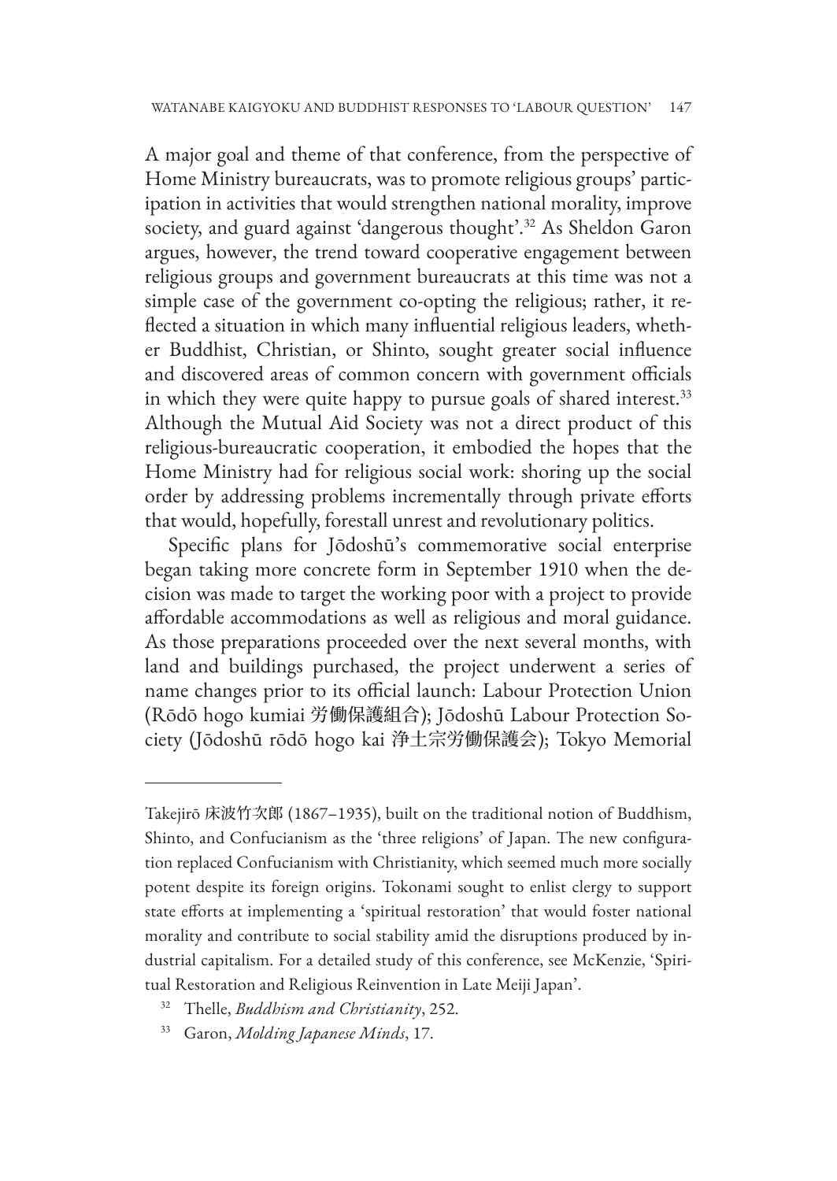A major goal and theme of that conference, from the perspective of Home Ministry bureaucrats, was to promote religious groups' participation in activities that would strengthen national morality, improve society, and guard against 'dangerous thought'.[32] As Sheldon Garon argues, however, the trend toward cooperative engagement between religious groups and government bureaucrats at this time was not a simple case of the government co-opting the religious; rather, it reflected a situation in which many influential religious leaders, whether Buddhist, Christian, or Shinto, sought greater social influence and discovered areas of common concern with government officials in which they were quite happy to pursue goals of shared interest.[33] Although the Mutual Aid Society was not a direct product of this religious-bureaucratic cooperation, it embodied the hopes that the Home Ministry had for religious social work: shoring up the social order by addressing problems incrementally through private efforts that would, hopefully, forestall unrest and revolutionary politics.

Specific plans for Jōdoshū's commemorative social enterprise began taking more concrete form in September 1910 when the decision was made to target the working poor with a project to provide affordable accommodations as well as religious and moral guidance. As those preparations proceeded over the next several months, with land and buildings purchased, the project underwent a series of name changes prior to its official launch: Labour Protection Union (Rōdō hogo kumiai 労働保護組合); Jōdoshū Labour Protection Society (Jōdoshū rōdō hogo kai 浄土宗労働保護会); Tokyo Memorial

---

Takejirō 床波竹次郎 (1867–1935), built on the traditional notion of Buddhism, Shinto, and Confucianism as the 'three religions' of Japan. The new configuration replaced Confucianism with Christianity, which seemed much more socially potent despite its foreign origins. Tokonami sought to enlist clergy to support state efforts at implementing a 'spiritual restoration' that would foster national morality and contribute to social stability amid the disruptions produced by industrial capitalism. For a detailed study of this conference, see McKenzie, 'Spiritual Restoration and Religious Reinvention in Late Meiji Japan'.

[32] Thelle, *Buddhism and Christianity*, 252.

[33] Garon, *Molding Japanese Minds*, 17.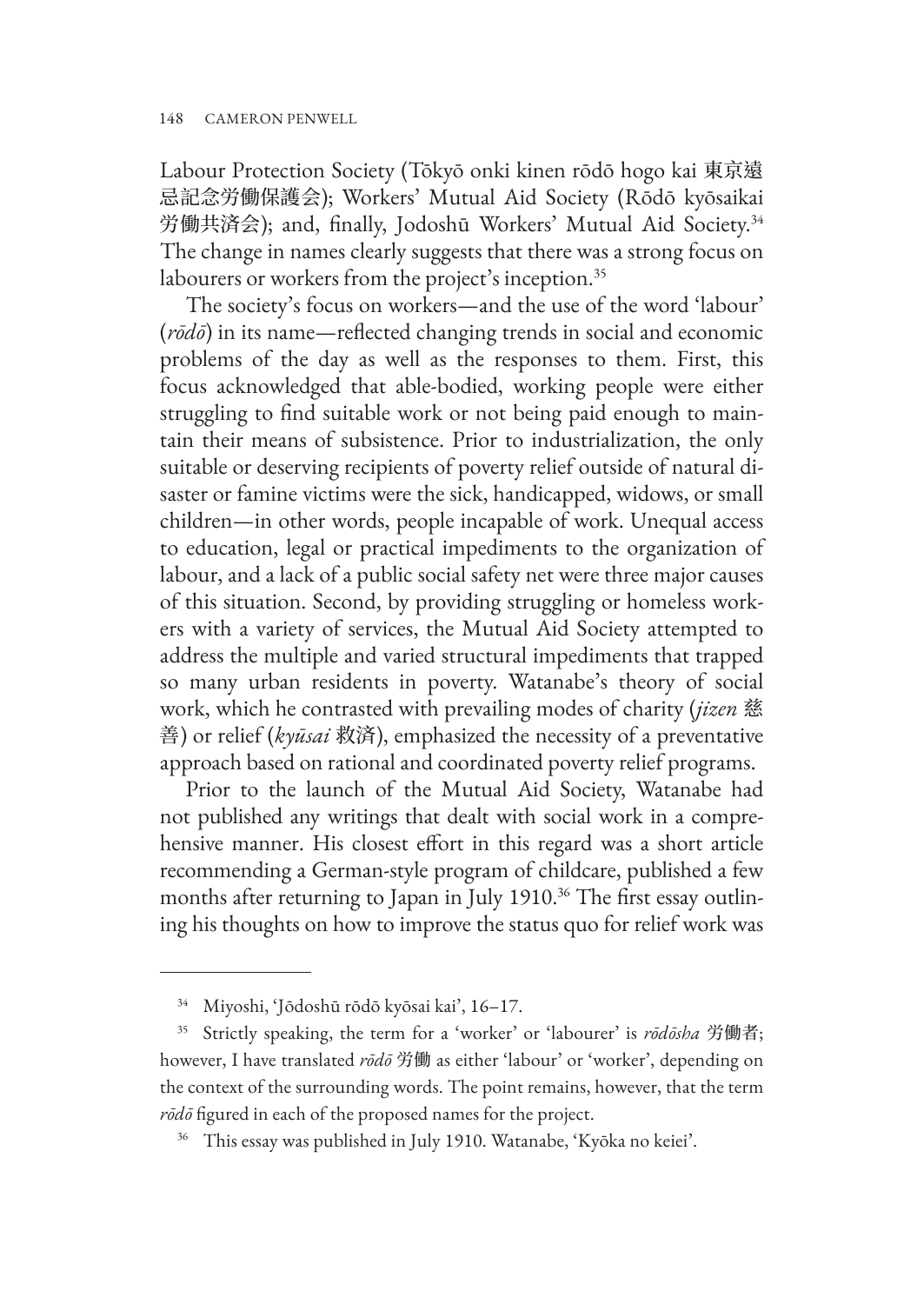Labour Protection Society (Tōkyō onki kinen rōdō hogo kai 東京遠忌記念労働保護会); Workers' Mutual Aid Society (Rōdō kyōsaikai 労働共済会); and, finally, Jodoshū Workers' Mutual Aid Society.[34] The change in names clearly suggests that there was a strong focus on labourers or workers from the project's inception.[35]

The society's focus on workers—and the use of the word 'labour' (*rōdō*) in its name—reflected changing trends in social and economic problems of the day as well as the responses to them. First, this focus acknowledged that able-bodied, working people were either struggling to find suitable work or not being paid enough to maintain their means of subsistence. Prior to industrialization, the only suitable or deserving recipients of poverty relief outside of natural disaster or famine victims were the sick, handicapped, widows, or small children—in other words, people incapable of work. Unequal access to education, legal or practical impediments to the organization of labour, and a lack of a public social safety net were three major causes of this situation. Second, by providing struggling or homeless workers with a variety of services, the Mutual Aid Society attempted to address the multiple and varied structural impediments that trapped so many urban residents in poverty. Watanabe's theory of social work, which he contrasted with prevailing modes of charity (*jizen* 慈善) or relief (*kyūsai* 救済), emphasized the necessity of a preventative approach based on rational and coordinated poverty relief programs.

Prior to the launch of the Mutual Aid Society, Watanabe had not published any writings that dealt with social work in a comprehensive manner. His closest effort in this regard was a short article recommending a German-style program of childcare, published a few months after returning to Japan in July 1910.[36] The first essay outlining his thoughts on how to improve the status quo for relief work was

---

[34] Miyoshi, 'Jōdoshū rōdō kyōsai kai', 16–17.

[35] Strictly speaking, the term for a 'worker' or 'labourer' is *rōdōsha* 労働者; however, I have translated *rōdō* 労働 as either 'labour' or 'worker', depending on the context of the surrounding words. The point remains, however, that the term *rōdō* figured in each of the proposed names for the project.

[36] This essay was published in July 1910. Watanabe, 'Kyōka no keiei'.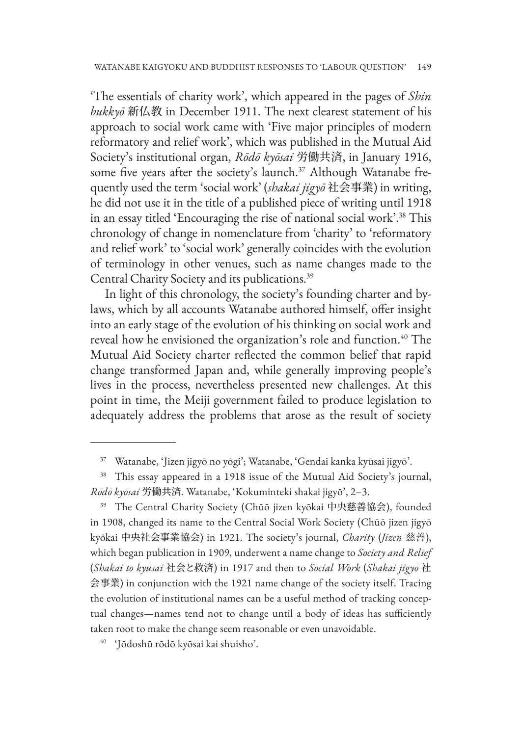'The essentials of charity work', which appeared in the pages of *Shin bukkyō* 新仏教 in December 1911. The next clearest statement of his approach to social work came with 'Five major principles of modern reformatory and relief work', which was published in the Mutual Aid Society's institutional organ, *Rōdō kyōsai* 労働共済, in January 1916, some five years after the society's launch.[37] Although Watanabe frequently used the term 'social work' (*shakai jigyō* 社会事業) in writing, he did not use it in the title of a published piece of writing until 1918 in an essay titled 'Encouraging the rise of national social work'.[38] This chronology of change in nomenclature from 'charity' to 'reformatory and relief work' to 'social work' generally coincides with the evolution of terminology in other venues, such as name changes made to the Central Charity Society and its publications.[39]

In light of this chronology, the society's founding charter and bylaws, which by all accounts Watanabe authored himself, offer insight into an early stage of the evolution of his thinking on social work and reveal how he envisioned the organization's role and function.[40] The Mutual Aid Society charter reflected the common belief that rapid change transformed Japan and, while generally improving people's lives in the process, nevertheless presented new challenges. At this point in time, the Meiji government failed to produce legislation to adequately address the problems that arose as the result of society

---

[37] Watanabe, 'Jizen jigyō no yōgi'; Watanabe, 'Gendai kanka kyūsai jigyō'.

[38] This essay appeared in a 1918 issue of the Mutual Aid Society's journal, *Rōdō kyōsai* 労働共済. Watanabe, 'Kokuminteki shakai jigyō', 2–3.

[39] The Central Charity Society (Chūō jizen kyōkai 中央慈善協会), founded in 1908, changed its name to the Central Social Work Society (Chūō jizen jigyō kyōkai 中央社会事業協会) in 1921. The society's journal, *Charity* (*Jizen* 慈善), which began publication in 1909, underwent a name change to *Society and Relief* (*Shakai to kyūsai* 社会と救済) in 1917 and then to *Social Work* (*Shakai jigyō* 社会事業) in conjunction with the 1921 name change of the society itself. Tracing the evolution of institutional names can be a useful method of tracking conceptual changes—names tend not to change until a body of ideas has sufficiently taken root to make the change seem reasonable or even unavoidable.

[40] 'Jōdoshū rōdō kyōsai kai shuisho'.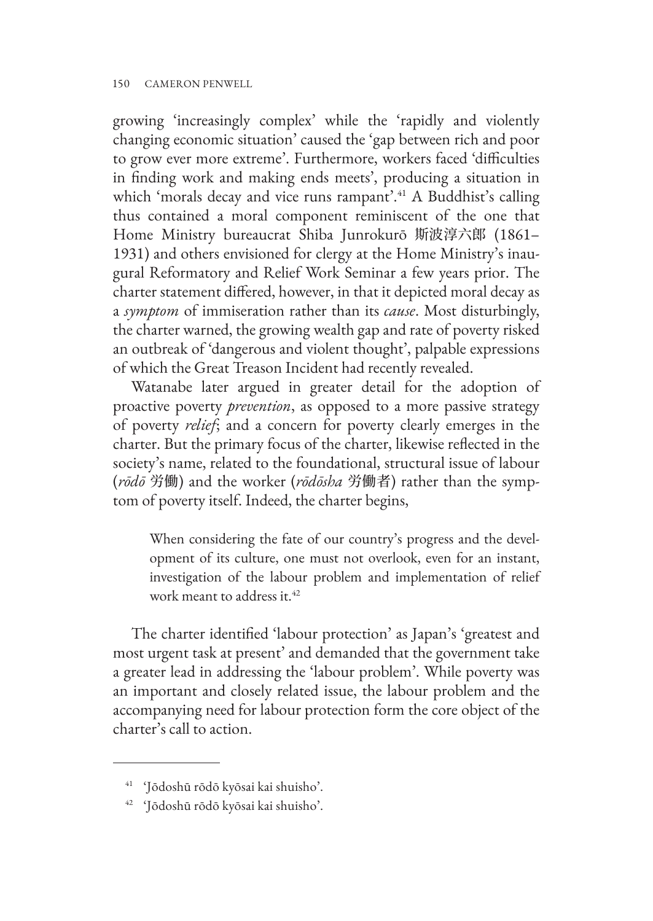growing 'increasingly complex' while the 'rapidly and violently changing economic situation' caused the 'gap between rich and poor to grow ever more extreme'. Furthermore, workers faced 'difficulties in finding work and making ends meets', producing a situation in which 'morals decay and vice runs rampant'.[41] A Buddhist's calling thus contained a moral component reminiscent of the one that Home Ministry bureaucrat Shiba Junrokurō 斯波淳六郎 (1861–1931) and others envisioned for clergy at the Home Ministry's inaugural Reformatory and Relief Work Seminar a few years prior. The charter statement differed, however, in that it depicted moral decay as a *symptom* of immiseration rather than its *cause*. Most disturbingly, the charter warned, the growing wealth gap and rate of poverty risked an outbreak of 'dangerous and violent thought', palpable expressions of which the Great Treason Incident had recently revealed.

Watanabe later argued in greater detail for the adoption of proactive poverty *prevention*, as opposed to a more passive strategy of poverty *relief*; and a concern for poverty clearly emerges in the charter. But the primary focus of the charter, likewise reflected in the society's name, related to the foundational, structural issue of labour (*rōdō* 労働) and the worker (*rōdōsha* 労働者) rather than the symptom of poverty itself. Indeed, the charter begins,

> When considering the fate of our country's progress and the development of its culture, one must not overlook, even for an instant, investigation of the labour problem and implementation of relief work meant to address it.[42]

The charter identified 'labour protection' as Japan's 'greatest and most urgent task at present' and demanded that the government take a greater lead in addressing the 'labour problem'. While poverty was an important and closely related issue, the labour problem and the accompanying need for labour protection form the core object of the charter's call to action.

---

[41] 'Jōdoshū rōdō kyōsai kai shuisho'.

[42] 'Jōdoshū rōdō kyōsai kai shuisho'.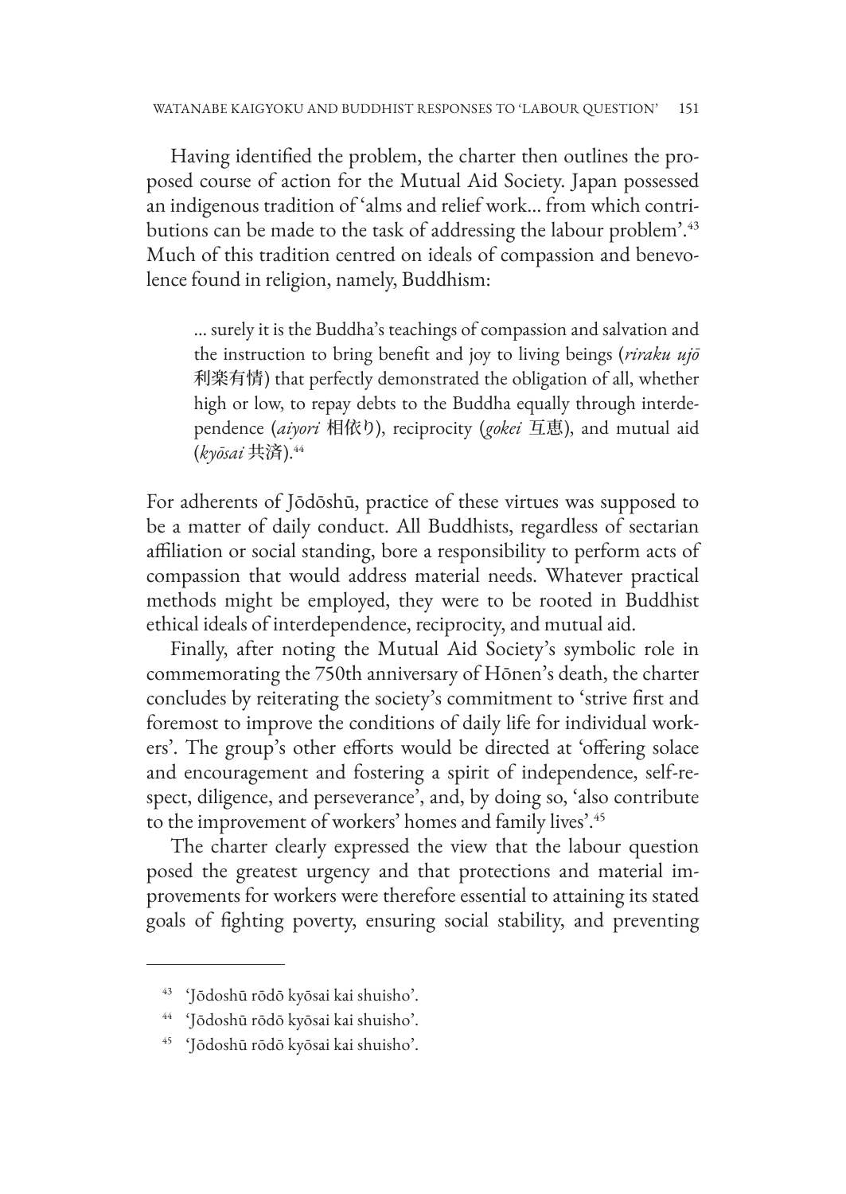Having identified the problem, the charter then outlines the proposed course of action for the Mutual Aid Society. Japan possessed an indigenous tradition of 'alms and relief work… from which contributions can be made to the task of addressing the labour problem'.[43] Much of this tradition centred on ideals of compassion and benevolence found in religion, namely, Buddhism:

> … surely it is the Buddha's teachings of compassion and salvation and the instruction to bring benefit and joy to living beings (*riraku ujō* 利楽有情) that perfectly demonstrated the obligation of all, whether high or low, to repay debts to the Buddha equally through interdependence (*aiyori* 相依り), reciprocity (*gokei* 互恵), and mutual aid (*kyōsai* 共済).[44]

For adherents of Jōdōshū, practice of these virtues was supposed to be a matter of daily conduct. All Buddhists, regardless of sectarian affiliation or social standing, bore a responsibility to perform acts of compassion that would address material needs. Whatever practical methods might be employed, they were to be rooted in Buddhist ethical ideals of interdependence, reciprocity, and mutual aid.

Finally, after noting the Mutual Aid Society's symbolic role in commemorating the 750th anniversary of Hōnen's death, the charter concludes by reiterating the society's commitment to 'strive first and foremost to improve the conditions of daily life for individual workers'. The group's other efforts would be directed at 'offering solace and encouragement and fostering a spirit of independence, self-respect, diligence, and perseverance', and, by doing so, 'also contribute to the improvement of workers' homes and family lives'.[45]

The charter clearly expressed the view that the labour question posed the greatest urgency and that protections and material improvements for workers were therefore essential to attaining its stated goals of fighting poverty, ensuring social stability, and preventing

---

[43] 'Jōdoshū rōdō kyōsai kai shuisho'.

[44] 'Jōdoshū rōdō kyōsai kai shuisho'.

[45] 'Jōdoshū rōdō kyōsai kai shuisho'.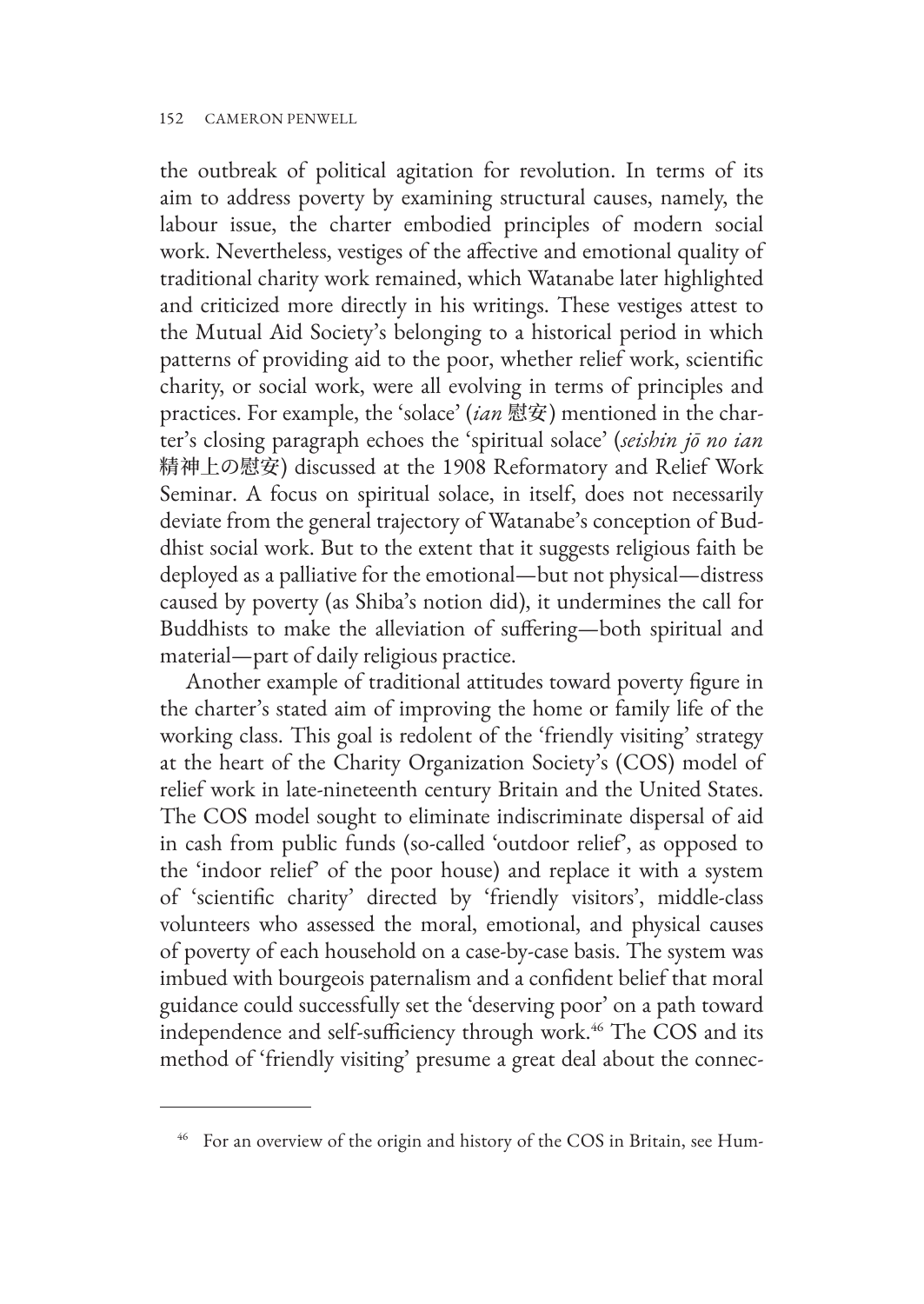the outbreak of political agitation for revolution. In terms of its aim to address poverty by examining structural causes, namely, the labour issue, the charter embodied principles of modern social work. Nevertheless, vestiges of the affective and emotional quality of traditional charity work remained, which Watanabe later highlighted and criticized more directly in his writings. These vestiges attest to the Mutual Aid Society's belonging to a historical period in which patterns of providing aid to the poor, whether relief work, scientific charity, or social work, were all evolving in terms of principles and practices. For example, the 'solace' (*ian* 慰安) mentioned in the charter's closing paragraph echoes the 'spiritual solace' (*seishin jō no ian* 精神上の慰安) discussed at the 1908 Reformatory and Relief Work Seminar. A focus on spiritual solace, in itself, does not necessarily deviate from the general trajectory of Watanabe's conception of Buddhist social work. But to the extent that it suggests religious faith be deployed as a palliative for the emotional—but not physical—distress caused by poverty (as Shiba's notion did), it undermines the call for Buddhists to make the alleviation of suffering—both spiritual and material—part of daily religious practice.

Another example of traditional attitudes toward poverty figure in the charter's stated aim of improving the home or family life of the working class. This goal is redolent of the 'friendly visiting' strategy at the heart of the Charity Organization Society's (COS) model of relief work in late-nineteenth century Britain and the United States. The COS model sought to eliminate indiscriminate dispersal of aid in cash from public funds (so-called 'outdoor relief', as opposed to the 'indoor relief' of the poor house) and replace it with a system of 'scientific charity' directed by 'friendly visitors', middle-class volunteers who assessed the moral, emotional, and physical causes of poverty of each household on a case-by-case basis. The system was imbued with bourgeois paternalism and a confident belief that moral guidance could successfully set the 'deserving poor' on a path toward independence and self-sufficiency through work.[46] The COS and its method of 'friendly visiting' presume a great deal about the connec-

---

[46] For an overview of the origin and history of the COS in Britain, see Hum-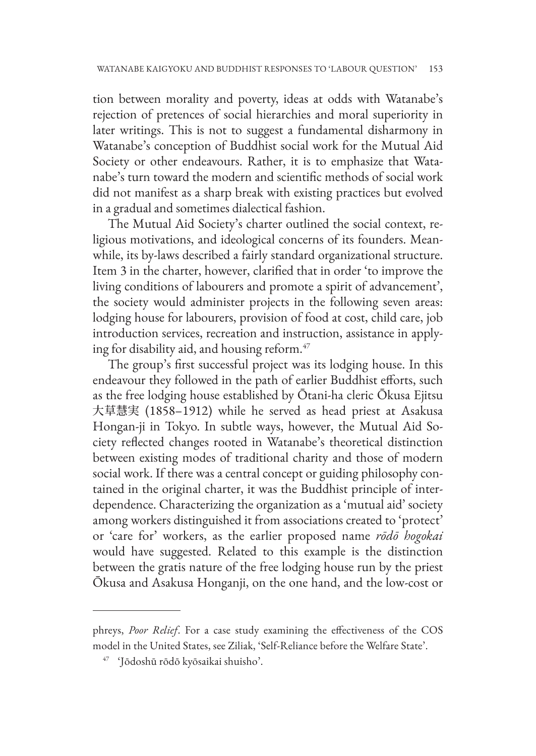tion between morality and poverty, ideas at odds with Watanabe's rejection of pretences of social hierarchies and moral superiority in later writings. This is not to suggest a fundamental disharmony in Watanabe's conception of Buddhist social work for the Mutual Aid Society or other endeavours. Rather, it is to emphasize that Watanabe's turn toward the modern and scientific methods of social work did not manifest as a sharp break with existing practices but evolved in a gradual and sometimes dialectical fashion.

The Mutual Aid Society's charter outlined the social context, religious motivations, and ideological concerns of its founders. Meanwhile, its by-laws described a fairly standard organizational structure. Item 3 in the charter, however, clarified that in order 'to improve the living conditions of labourers and promote a spirit of advancement', the society would administer projects in the following seven areas: lodging house for labourers, provision of food at cost, child care, job introduction services, recreation and instruction, assistance in applying for disability aid, and housing reform.[47]

The group's first successful project was its lodging house. In this endeavour they followed in the path of earlier Buddhist efforts, such as the free lodging house established by Ōtani-ha cleric Ōkusa Ejitsu 大草慧実 (1858–1912) while he served as head priest at Asakusa Hongan-ji in Tokyo. In subtle ways, however, the Mutual Aid Society reflected changes rooted in Watanabe's theoretical distinction between existing modes of traditional charity and those of modern social work. If there was a central concept or guiding philosophy contained in the original charter, it was the Buddhist principle of interdependence. Characterizing the organization as a 'mutual aid' society among workers distinguished it from associations created to 'protect' or 'care for' workers, as the earlier proposed name *rōdō hogokai* would have suggested. Related to this example is the distinction between the gratis nature of the free lodging house run by the priest Ōkusa and Asakusa Honganji, on the one hand, and the low-cost or

---

phreys, *Poor Relief*. For a case study examining the effectiveness of the COS model in the United States, see Ziliak, 'Self-Reliance before the Welfare State'.

[47] 'Jōdoshū rōdō kyōsaikai shuisho'.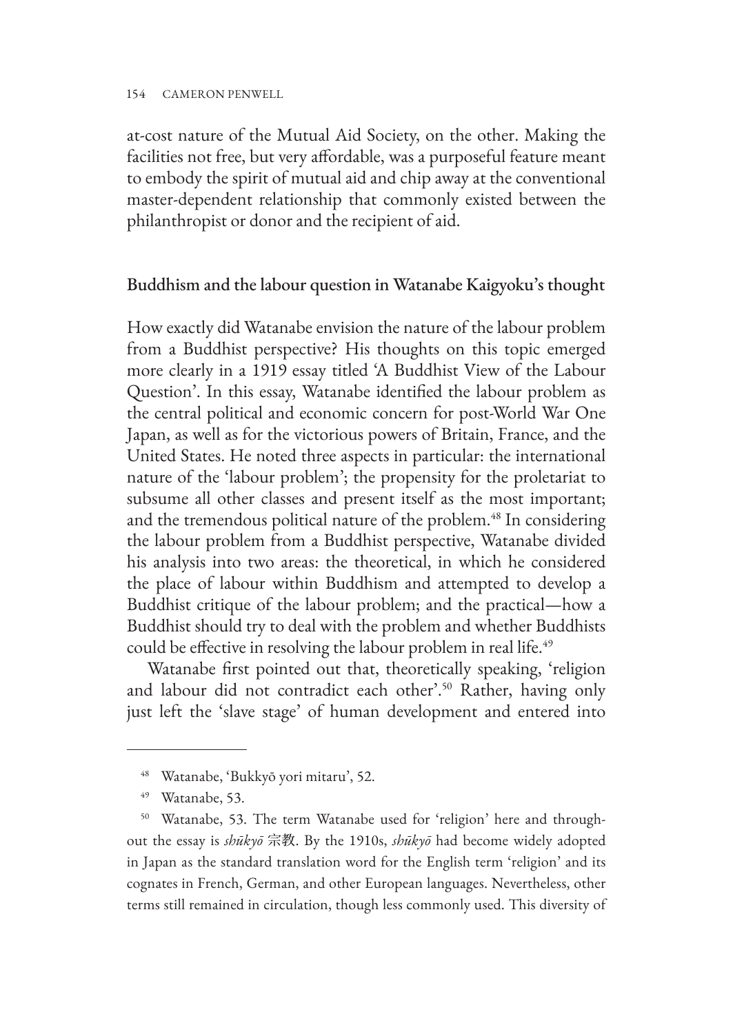at-cost nature of the Mutual Aid Society, on the other. Making the facilities not free, but very affordable, was a purposeful feature meant to embody the spirit of mutual aid and chip away at the conventional master-dependent relationship that commonly existed between the philanthropist or donor and the recipient of aid.

## Buddhism and the labour question in Watanabe Kaigyoku's thought

How exactly did Watanabe envision the nature of the labour problem from a Buddhist perspective? His thoughts on this topic emerged more clearly in a 1919 essay titled 'A Buddhist View of the Labour Question'. In this essay, Watanabe identified the labour problem as the central political and economic concern for post-World War One Japan, as well as for the victorious powers of Britain, France, and the United States. He noted three aspects in particular: the international nature of the 'labour problem'; the propensity for the proletariat to subsume all other classes and present itself as the most important; and the tremendous political nature of the problem.[48] In considering the labour problem from a Buddhist perspective, Watanabe divided his analysis into two areas: the theoretical, in which he considered the place of labour within Buddhism and attempted to develop a Buddhist critique of the labour problem; and the practical—how a Buddhist should try to deal with the problem and whether Buddhists could be effective in resolving the labour problem in real life.[49]

Watanabe first pointed out that, theoretically speaking, 'religion and labour did not contradict each other'.[50] Rather, having only just left the 'slave stage' of human development and entered into

---

[48] Watanabe, 'Bukkyō yori mitaru', 52.

[49] Watanabe, 53.

[50] Watanabe, 53. The term Watanabe used for 'religion' here and throughout the essay is *shūkyō* 宗教. By the 1910s, *shūkyō* had become widely adopted in Japan as the standard translation word for the English term 'religion' and its cognates in French, German, and other European languages. Nevertheless, other terms still remained in circulation, though less commonly used. This diversity of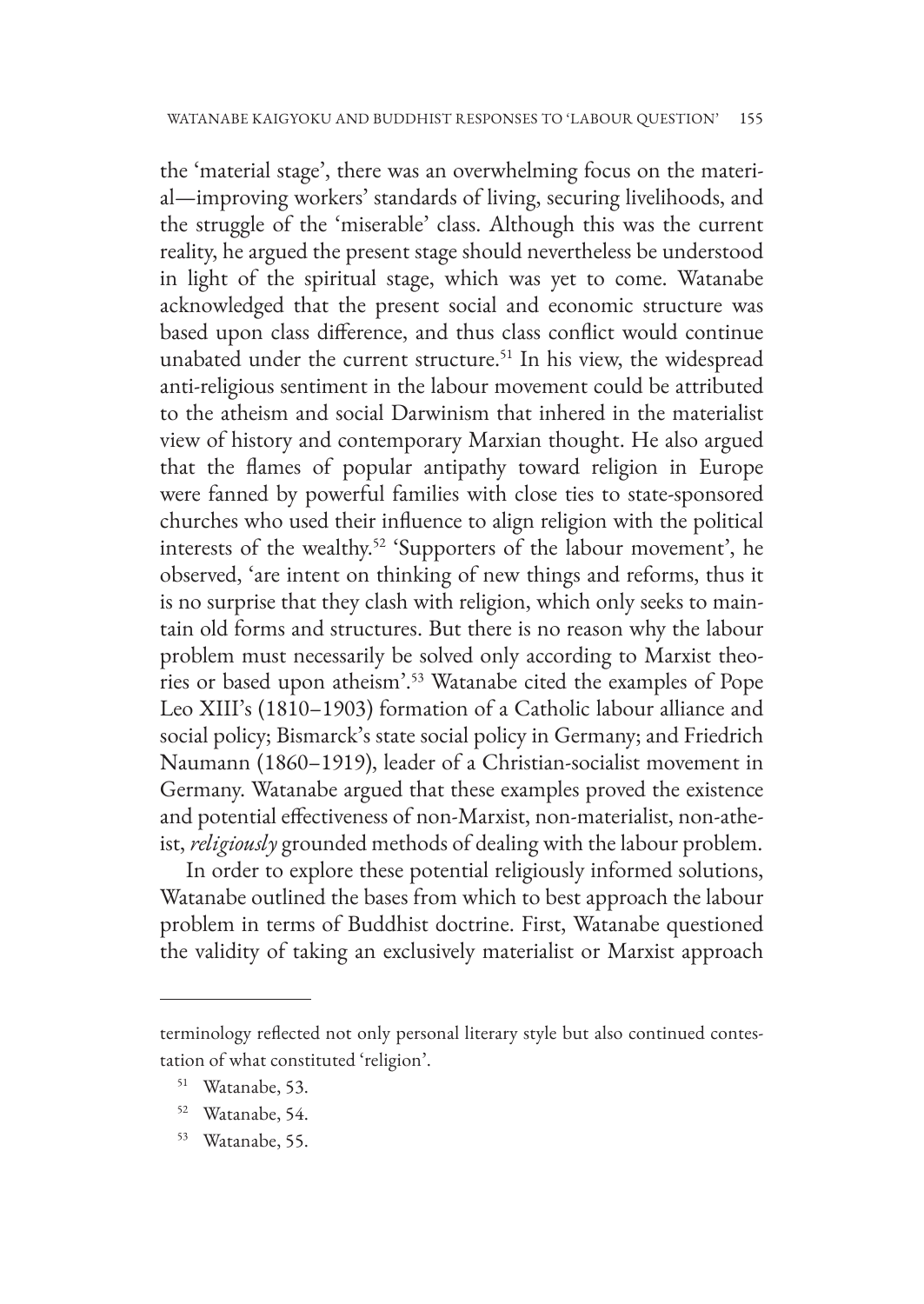the 'material stage', there was an overwhelming focus on the material—improving workers' standards of living, securing livelihoods, and the struggle of the 'miserable' class. Although this was the current reality, he argued the present stage should nevertheless be understood in light of the spiritual stage, which was yet to come. Watanabe acknowledged that the present social and economic structure was based upon class difference, and thus class conflict would continue unabated under the current structure.[51] In his view, the widespread anti-religious sentiment in the labour movement could be attributed to the atheism and social Darwinism that inhered in the materialist view of history and contemporary Marxian thought. He also argued that the flames of popular antipathy toward religion in Europe were fanned by powerful families with close ties to state-sponsored churches who used their influence to align religion with the political interests of the wealthy.[52] 'Supporters of the labour movement', he observed, 'are intent on thinking of new things and reforms, thus it is no surprise that they clash with religion, which only seeks to maintain old forms and structures. But there is no reason why the labour problem must necessarily be solved only according to Marxist theories or based upon atheism'.[53] Watanabe cited the examples of Pope Leo XIII's (1810–1903) formation of a Catholic labour alliance and social policy; Bismarck's state social policy in Germany; and Friedrich Naumann (1860–1919), leader of a Christian-socialist movement in Germany. Watanabe argued that these examples proved the existence and potential effectiveness of non-Marxist, non-materialist, non-atheist, *religiously* grounded methods of dealing with the labour problem.

In order to explore these potential religiously informed solutions, Watanabe outlined the bases from which to best approach the labour problem in terms of Buddhist doctrine. First, Watanabe questioned the validity of taking an exclusively materialist or Marxist approach

---

terminology reflected not only personal literary style but also continued contestation of what constituted 'religion'.

[51] Watanabe, 53.

[52] Watanabe, 54.

[53] Watanabe, 55.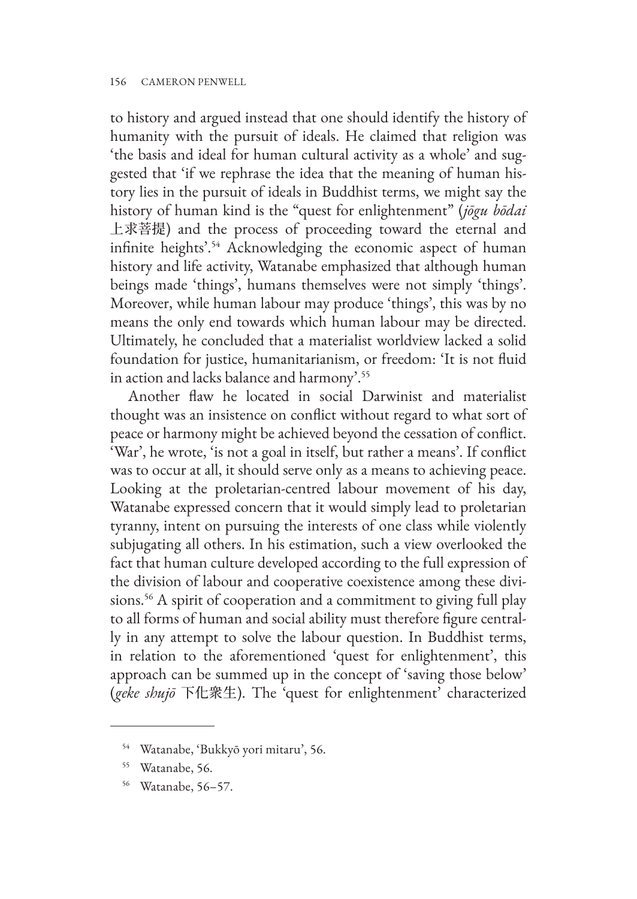to history and argued instead that one should identify the history of humanity with the pursuit of ideals. He claimed that religion was 'the basis and ideal for human cultural activity as a whole' and suggested that 'if we rephrase the idea that the meaning of human history lies in the pursuit of ideals in Buddhist terms, we might say the history of human kind is the "quest for enlightenment" (*jōgu bōdai* 上求菩提) and the process of proceeding toward the eternal and infinite heights'.[54] Acknowledging the economic aspect of human history and life activity, Watanabe emphasized that although human beings made 'things', humans themselves were not simply 'things'. Moreover, while human labour may produce 'things', this was by no means the only end towards which human labour may be directed. Ultimately, he concluded that a materialist worldview lacked a solid foundation for justice, humanitarianism, or freedom: 'It is not fluid in action and lacks balance and harmony'.[55]

Another flaw he located in social Darwinist and materialist thought was an insistence on conflict without regard to what sort of peace or harmony might be achieved beyond the cessation of conflict. 'War', he wrote, 'is not a goal in itself, but rather a means'. If conflict was to occur at all, it should serve only as a means to achieving peace. Looking at the proletarian-centred labour movement of his day, Watanabe expressed concern that it would simply lead to proletarian tyranny, intent on pursuing the interests of one class while violently subjugating all others. In his estimation, such a view overlooked the fact that human culture developed according to the full expression of the division of labour and cooperative coexistence among these divisions.[56] A spirit of cooperation and a commitment to giving full play to all forms of human and social ability must therefore figure centrally in any attempt to solve the labour question. In Buddhist terms, in relation to the aforementioned 'quest for enlightenment', this approach can be summed up in the concept of 'saving those below' (*geke shujō* 下化衆生). The 'quest for enlightenment' characterized

---

[54] Watanabe, 'Bukkyō yori mitaru', 56.

[55] Watanabe, 56.

[56] Watanabe, 56–57.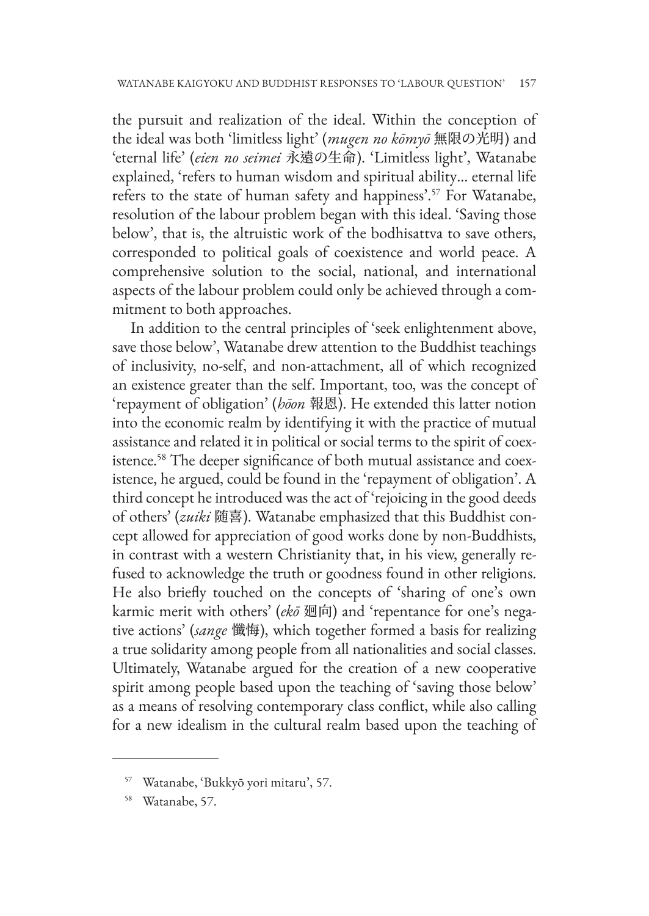the pursuit and realization of the ideal. Within the conception of the ideal was both 'limitless light' (*mugen no kōmyō* 無限の光明) and 'eternal life' (*eien no seimei* 永遠の生命). 'Limitless light', Watanabe explained, 'refers to human wisdom and spiritual ability… eternal life refers to the state of human safety and happiness'.[57] For Watanabe, resolution of the labour problem began with this ideal. 'Saving those below', that is, the altruistic work of the bodhisattva to save others, corresponded to political goals of coexistence and world peace. A comprehensive solution to the social, national, and international aspects of the labour problem could only be achieved through a commitment to both approaches.

In addition to the central principles of 'seek enlightenment above, save those below', Watanabe drew attention to the Buddhist teachings of inclusivity, no-self, and non-attachment, all of which recognized an existence greater than the self. Important, too, was the concept of 'repayment of obligation' (*hōon* 報恩). He extended this latter notion into the economic realm by identifying it with the practice of mutual assistance and related it in political or social terms to the spirit of coexistence.[58] The deeper significance of both mutual assistance and coexistence, he argued, could be found in the 'repayment of obligation'. A third concept he introduced was the act of 'rejoicing in the good deeds of others' (*zuiki* 随喜). Watanabe emphasized that this Buddhist concept allowed for appreciation of good works done by non-Buddhists, in contrast with a western Christianity that, in his view, generally refused to acknowledge the truth or goodness found in other religions. He also briefly touched on the concepts of 'sharing of one's own karmic merit with others' (*ekō* 廻向) and 'repentance for one's negative actions' (*sange* 懺悔), which together formed a basis for realizing a true solidarity among people from all nationalities and social classes. Ultimately, Watanabe argued for the creation of a new cooperative spirit among people based upon the teaching of 'saving those below' as a means of resolving contemporary class conflict, while also calling for a new idealism in the cultural realm based upon the teaching of

---

[57] Watanabe, 'Bukkyō yori mitaru', 57.

[58] Watanabe, 57.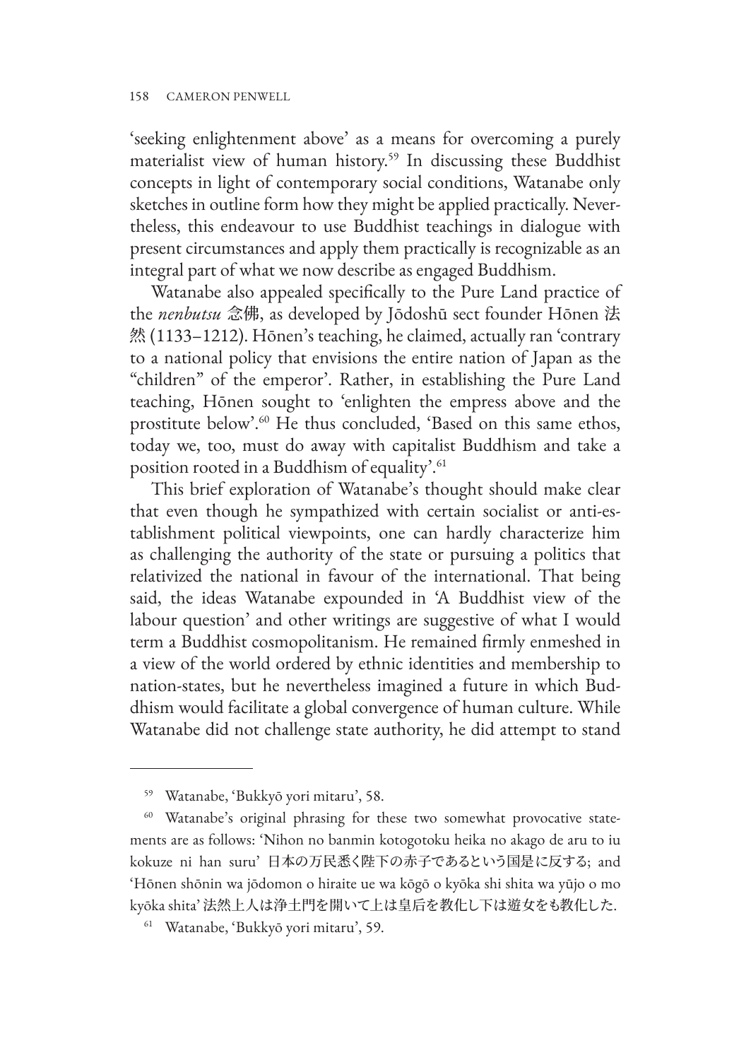'seeking enlightenment above' as a means for overcoming a purely materialist view of human history.[59] In discussing these Buddhist concepts in light of contemporary social conditions, Watanabe only sketches in outline form how they might be applied practically. Nevertheless, this endeavour to use Buddhist teachings in dialogue with present circumstances and apply them practically is recognizable as an integral part of what we now describe as engaged Buddhism.

Watanabe also appealed specifically to the Pure Land practice of the *nenbutsu* 念佛, as developed by Jōdoshū sect founder Hōnen 法然 (1133–1212). Hōnen's teaching, he claimed, actually ran 'contrary to a national policy that envisions the entire nation of Japan as the "children" of the emperor'. Rather, in establishing the Pure Land teaching, Hōnen sought to 'enlighten the empress above and the prostitute below'.[60] He thus concluded, 'Based on this same ethos, today we, too, must do away with capitalist Buddhism and take a position rooted in a Buddhism of equality'.[61]

This brief exploration of Watanabe's thought should make clear that even though he sympathized with certain socialist or anti-establishment political viewpoints, one can hardly characterize him as challenging the authority of the state or pursuing a politics that relativized the national in favour of the international. That being said, the ideas Watanabe expounded in 'A Buddhist view of the labour question' and other writings are suggestive of what I would term a Buddhist cosmopolitanism. He remained firmly enmeshed in a view of the world ordered by ethnic identities and membership to nation-states, but he nevertheless imagined a future in which Buddhism would facilitate a global convergence of human culture. While Watanabe did not challenge state authority, he did attempt to stand

---

[59] Watanabe, 'Bukkyō yori mitaru', 58.

[60] Watanabe's original phrasing for these two somewhat provocative statements are as follows: 'Nihon no banmin kotogotoku heika no akago de aru to iu kokuze ni han suru' 日本の万民悉く陛下の赤子であるという国是に反する; and 'Hōnen shōnin wa jōdomon o hiraite ue wa kōgō o kyōka shi shita wa yūjo o mo kyōka shita' 法然上人は浄土門を開いて上は皇后を教化し下は遊女をも教化した.

[61] Watanabe, 'Bukkyō yori mitaru', 59.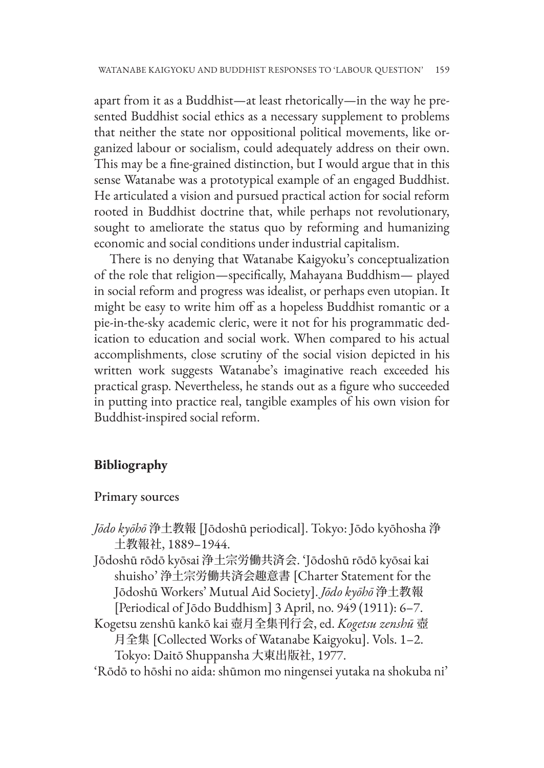apart from it as a Buddhist—at least rhetorically—in the way he presented Buddhist social ethics as a necessary supplement to problems that neither the state nor oppositional political movements, like organized labour or socialism, could adequately address on their own. This may be a fine-grained distinction, but I would argue that in this sense Watanabe was a prototypical example of an engaged Buddhist. He articulated a vision and pursued practical action for social reform rooted in Buddhist doctrine that, while perhaps not revolutionary, sought to ameliorate the status quo by reforming and humanizing economic and social conditions under industrial capitalism.

There is no denying that Watanabe Kaigyoku's conceptualization of the role that religion—specifically, Mahayana Buddhism— played in social reform and progress was idealist, or perhaps even utopian. It might be easy to write him off as a hopeless Buddhist romantic or a pie-in-the-sky academic cleric, were it not for his programmatic dedication to education and social work. When compared to his actual accomplishments, close scrutiny of the social vision depicted in his written work suggests Watanabe's imaginative reach exceeded his practical grasp. Nevertheless, he stands out as a figure who succeeded in putting into practice real, tangible examples of his own vision for Buddhist-inspired social reform.

## Bibliography

### Primary sources

*Jōdo kyōhō* 浄土教報 [Jōdoshū periodical]. Tokyo: Jōdo kyōhosha 浄土教報社, 1889–1944.

Jōdoshū rōdō kyōsai 浄土宗労働共済会. 'Jōdoshū rōdō kyōsai kai shuisho' 浄土宗労働共済会趣意書 [Charter Statement for the Jōdoshū Workers' Mutual Aid Society]. *Jōdo kyōhō* 浄土教報 [Periodical of Jōdo Buddhism] 3 April, no. 949 (1911): 6–7.

Kogetsu zenshū kankō kai 壺月全集刊行会, ed. *Kogetsu zenshū* 壺月全集 [Collected Works of Watanabe Kaigyoku]. Vols. 1–2. Tokyo: Daitō Shuppansha 大東出版社, 1977.

'Rōdō to hōshi no aida: shūmon mo ningensei yutaka na shokuba ni'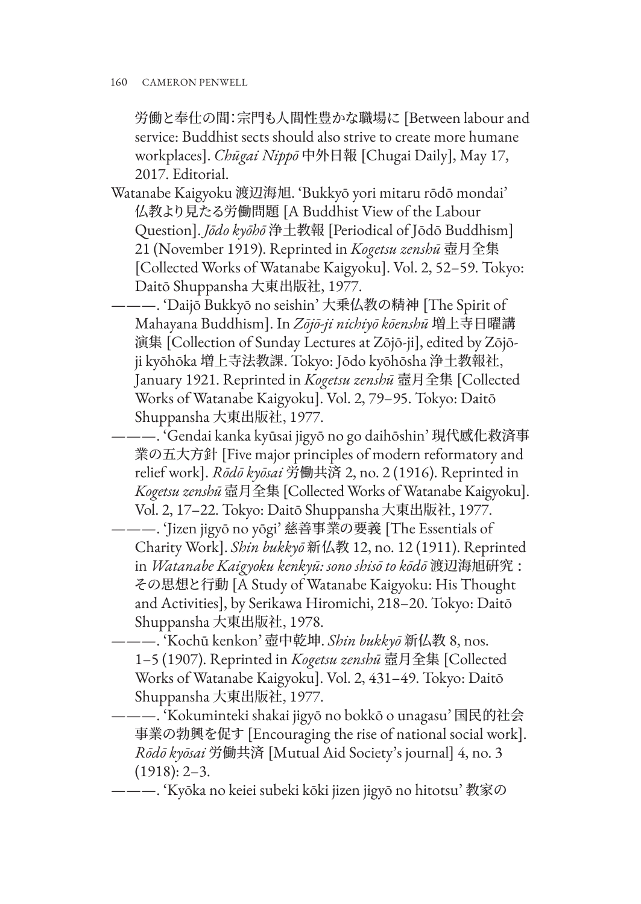労働と奉仕の間：宗門も人間性豊かな職場に [Between labour and service: Buddhist sects should also strive to create more humane workplaces]. *Chūgai Nippō* 中外日報 [Chugai Daily], May 17, 2017. Editorial.

Watanabe Kaigyoku 渡辺海旭. 'Bukkyō yori mitaru rōdō mondai' 仏教より見たる労働問題 [A Buddhist View of the Labour Question]. *Jōdo kyōhō* 浄土教報 [Periodical of Jōdō Buddhism] 21 (November 1919). Reprinted in *Kogetsu zenshū* 壺月全集 [Collected Works of Watanabe Kaigyoku]. Vol. 2, 52–59. Tokyo: Daitō Shuppansha 大東出版社, 1977.

———. 'Daijō Bukkyō no seishin' 大乗仏教の精神 [The Spirit of Mahayana Buddhism]. In *Zōjō-ji nichiyō kōenshū* 増上寺日曜講演集 [Collection of Sunday Lectures at Zōjō-ji], edited by Zōjō-ji kyōhōka 増上寺法教課. Tokyo: Jōdo kyōhōsha 浄土教報社, January 1921. Reprinted in *Kogetsu zenshū* 壺月全集 [Collected Works of Watanabe Kaigyoku]. Vol. 2, 79–95. Tokyo: Daitō Shuppansha 大東出版社, 1977.

———. 'Gendai kanka kyūsai jigyō no go daihōshin' 現代感化救済事業の五大方針 [Five major principles of modern reformatory and relief work]. *Rōdō kyōsai* 労働共済 2, no. 2 (1916). Reprinted in *Kogetsu zenshū* 壺月全集 [Collected Works of Watanabe Kaigyoku]. Vol. 2, 17–22. Tokyo: Daitō Shuppansha 大東出版社, 1977.

———. 'Jizen jigyō no yōgi' 慈善事業の要義 [The Essentials of Charity Work]. *Shin bukkyō* 新仏教 12, no. 12 (1911). Reprinted in *Watanabe Kaigyoku kenkyū: sono shisō to kōdō* 渡辺海旭研究：その思想と行動 [A Study of Watanabe Kaigyoku: His Thought and Activities], by Serikawa Hiromichi, 218–20. Tokyo: Daitō Shuppansha 大東出版社, 1978.

———. 'Kochū kenkon' 壺中乾坤. *Shin bukkyō* 新仏教 8, nos. 1–5 (1907). Reprinted in *Kogetsu zenshū* 壺月全集 [Collected Works of Watanabe Kaigyoku]. Vol. 2, 431–49. Tokyo: Daitō Shuppansha 大東出版社, 1977.

———. 'Kokuminteki shakai jigyō no bokkō o unagasu' 国民的社会事業の勃興を促す [Encouraging the rise of national social work]. *Rōdō kyōsai* 労働共済 [Mutual Aid Society's journal] 4, no. 3 (1918): 2–3.

———. 'Kyōka no keiei subeki kōki jizen jigyō no hitotsu' 教家の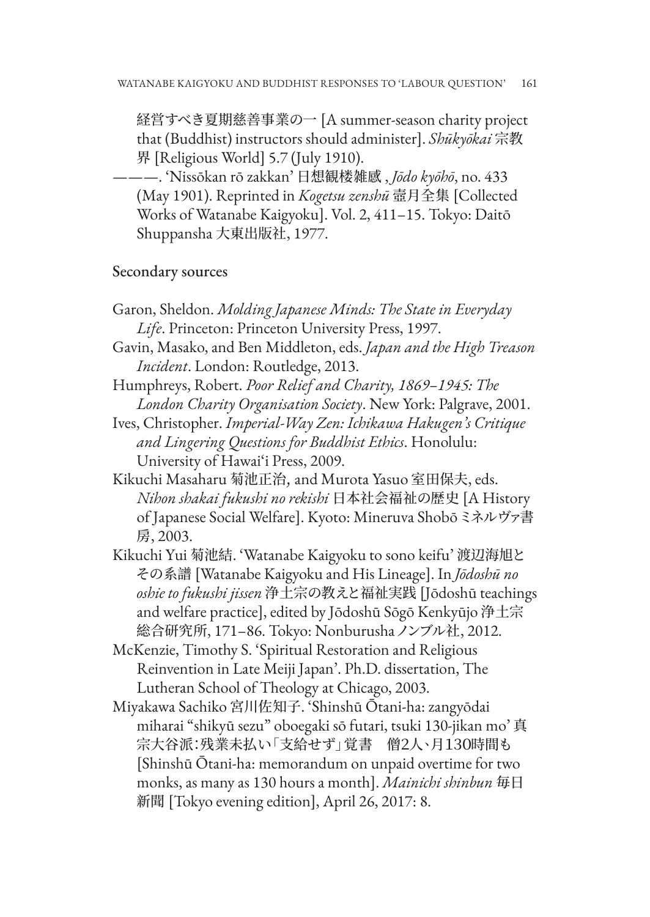経営すべき夏期慈善事業の一 [A summer-season charity project that (Buddhist) instructors should administer]. *Shūkyōkai* 宗教界 [Religious World] 5.7 (July 1910).

———. 'Nissōkan rō zakkan' 日想観楼雑感 , *Jōdo kyōhō*, no. 433 (May 1901). Reprinted in *Kogetsu zenshū* 壺月全集 [Collected Works of Watanabe Kaigyoku]. Vol. 2, 411–15. Tokyo: Daitō Shuppansha 大東出版社, 1977.

## Secondary sources

Garon, Sheldon. *Molding Japanese Minds: The State in Everyday Life*. Princeton: Princeton University Press, 1997.

Gavin, Masako, and Ben Middleton, eds. *Japan and the High Treason Incident*. London: Routledge, 2013.

Humphreys, Robert. *Poor Relief and Charity, 1869–1945: The London Charity Organisation Society*. New York: Palgrave, 2001.

Ives, Christopher. *Imperial-Way Zen: Ichikawa Hakugen's Critique and Lingering Questions for Buddhist Ethics*. Honolulu: University of Hawai'i Press, 2009.

Kikuchi Masaharu 菊池正治, and Murota Yasuo 室田保夫, eds. *Nihon shakai fukushi no rekishi* 日本社会福祉の歴史 [A History of Japanese Social Welfare]. Kyoto: Mineruva Shobō ミネルヴァ書房, 2003.

Kikuchi Yui 菊池結. 'Watanabe Kaigyoku to sono keifu' 渡辺海旭とその系譜 [Watanabe Kaigyoku and His Lineage]. In *Jōdoshū no oshie to fukushi jissen* 浄土宗の教えと福祉実践 [Jōdoshū teachings and welfare practice], edited by Jōdoshū Sōgō Kenkyūjo 浄土宗総合研究所, 171–86. Tokyo: Nonburusha ノンブル社, 2012.

McKenzie, Timothy S. 'Spiritual Restoration and Religious Reinvention in Late Meiji Japan'. Ph.D. dissertation, The Lutheran School of Theology at Chicago, 2003.

Miyakawa Sachiko 宮川佐知子. 'Shinshū Ōtani-ha: zangyōdai miharai "shikyū sezu" oboegaki sō futari, tsuki 130-jikan mo' 真宗大谷派:残業未払い「支給せず」覚書　僧2人、月130時間も [Shinshū Ōtani-ha: memorandum on unpaid overtime for two monks, as many as 130 hours a month]. *Mainichi shinbun* 毎日新聞 [Tokyo evening edition], April 26, 2017: 8.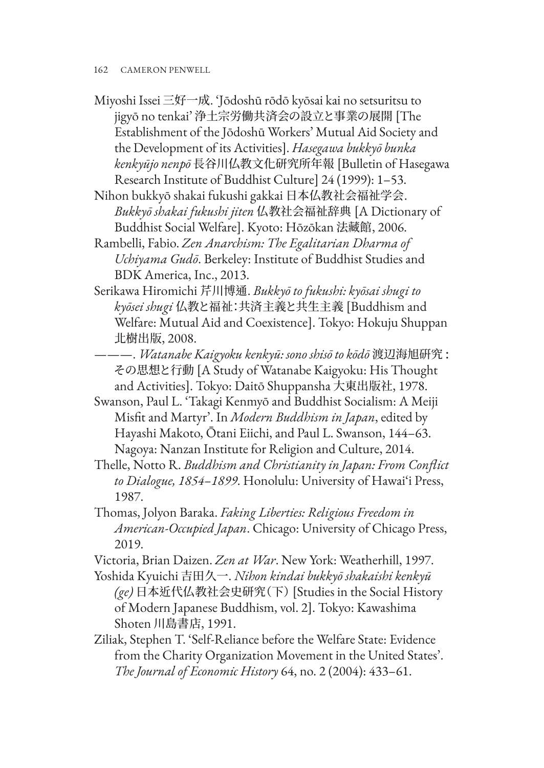Miyoshi Issei 三好一成. 'Jōdoshū rōdō kyōsai kai no setsuritsu to jigyō no tenkai' 浄土宗労働共済会の設立と事業の展開 [The Establishment of the Jōdoshū Workers' Mutual Aid Society and the Development of its Activities]. *Hasegawa bukkyō bunka kenkyūjo nenpō* 長谷川仏教文化研究所年報 [Bulletin of Hasegawa Research Institute of Buddhist Culture] 24 (1999): 1–53.

Nihon bukkyō shakai fukushi gakkai 日本仏教社会福祉学会. *Bukkyō shakai fukushi jiten* 仏教社会福祉辞典 [A Dictionary of Buddhist Social Welfare]. Kyoto: Hōzōkan 法藏館, 2006.

Rambelli, Fabio. *Zen Anarchism: The Egalitarian Dharma of Uchiyama Gudō*. Berkeley: Institute of Buddhist Studies and BDK America, Inc., 2013.

Serikawa Hiromichi 芹川博通. *Bukkyō to fukushi: kyōsai shugi to kyōsei shugi* 仏教と福祉：共済主義と共生主義 [Buddhism and Welfare: Mutual Aid and Coexistence]. Tokyo: Hokuju Shuppan 北樹出版, 2008.

———. *Watanabe Kaigyoku kenkyū: sono shisō to kōdō* 渡辺海旭研究：その思想と行動 [A Study of Watanabe Kaigyoku: His Thought and Activities]. Tokyo: Daitō Shuppansha 大東出版社, 1978.

Swanson, Paul L. 'Takagi Kenmyō and Buddhist Socialism: A Meiji Misfit and Martyr'. In *Modern Buddhism in Japan*, edited by Hayashi Makoto, Ōtani Eiichi, and Paul L. Swanson, 144–63. Nagoya: Nanzan Institute for Religion and Culture, 2014.

Thelle, Notto R. *Buddhism and Christianity in Japan: From Conflict to Dialogue, 1854–1899*. Honolulu: University of Hawai'i Press, 1987.

Thomas, Jolyon Baraka. *Faking Liberties: Religious Freedom in American-Occupied Japan*. Chicago: University of Chicago Press, 2019.

Victoria, Brian Daizen. *Zen at War*. New York: Weatherhill, 1997.

Yoshida Kyuichi 吉田久一. *Nihon kindai bukkyō shakaishi kenkyū (ge)* 日本近代仏教社会史研究（下） [Studies in the Social History of Modern Japanese Buddhism, vol. 2]. Tokyo: Kawashima Shoten 川島書店, 1991.

Ziliak, Stephen T. 'Self-Reliance before the Welfare State: Evidence from the Charity Organization Movement in the United States'. *The Journal of Economic History* 64, no. 2 (2004): 433–61.